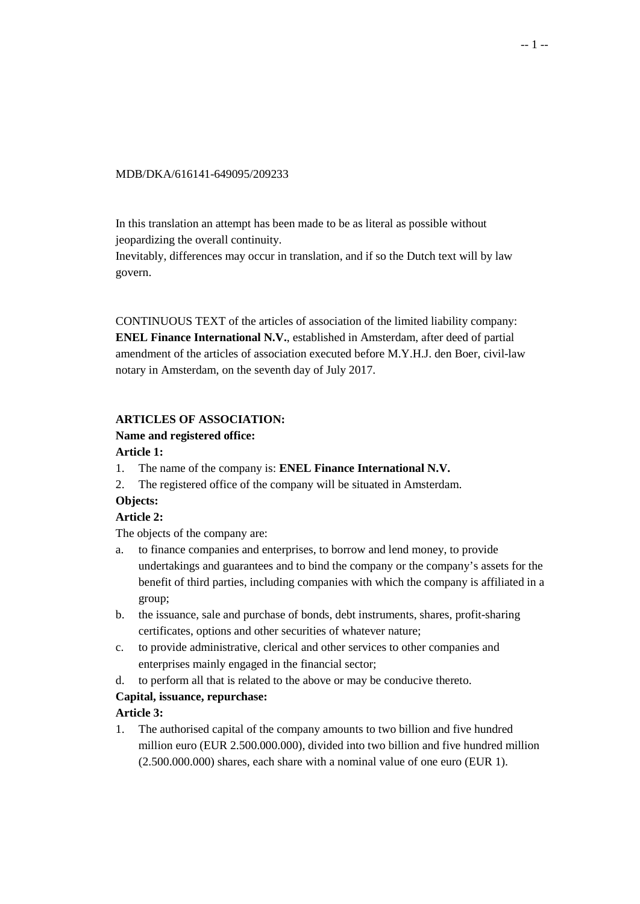MDB/DKA/616141-649095/209233

In this translation an attempt has been made to be as literal as possible without jeopardizing the overall continuity.
Inevitably, differences may occur in translation, and if so the Dutch text will by law govern.

CONTINUOUS TEXT of the articles of association of the limited liability company: **ENEL Finance International N.V.**, established in Amsterdam, after deed of partial amendment of the articles of association executed before M.Y.H.J. den Boer, civil-law notary in Amsterdam, on the seventh day of July 2017.

**ARTICLES OF ASSOCIATION:**

**Name and registered office:**

**Article 1:**

1. The name of the company is: **ENEL Finance International N.V.**
2. The registered office of the company will be situated in Amsterdam.

**Objects:**

**Article 2:**

The objects of the company are:

a. to finance companies and enterprises, to borrow and lend money, to provide undertakings and guarantees and to bind the company or the company's assets for the benefit of third parties, including companies with which the company is affiliated in a group;
b. the issuance, sale and purchase of bonds, debt instruments, shares, profit-sharing certificates, options and other securities of whatever nature;
c. to provide administrative, clerical and other services to other companies and enterprises mainly engaged in the financial sector;
d. to perform all that is related to the above or may be conducive thereto.

**Capital, issuance, repurchase:**

**Article 3:**

1. The authorised capital of the company amounts to two billion and five hundred million euro (EUR 2.500.000.000), divided into two billion and five hundred million (2.500.000.000) shares, each share with a nominal value of one euro (EUR 1).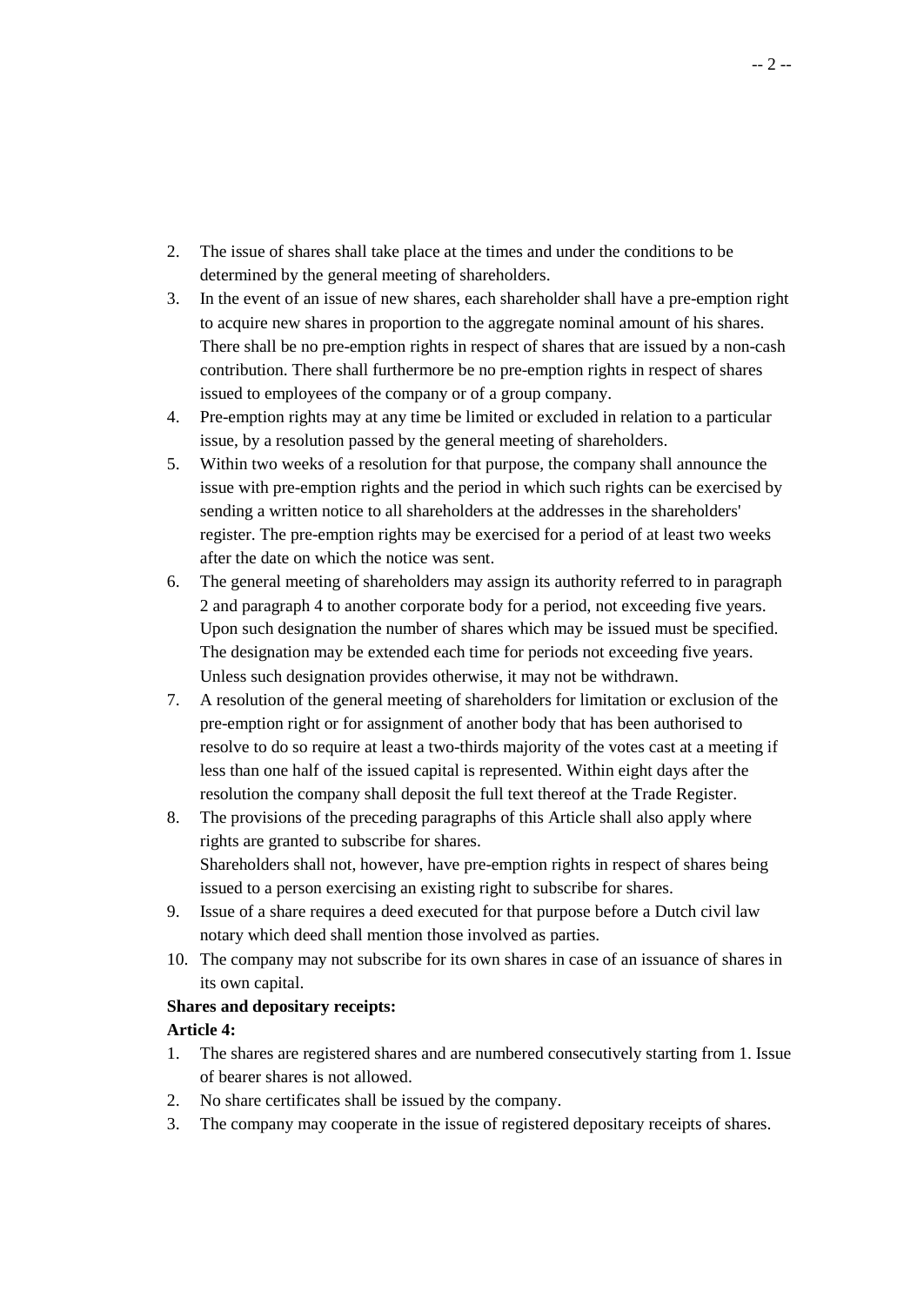2. The issue of shares shall take place at the times and under the conditions to be determined by the general meeting of shareholders.
3. In the event of an issue of new shares, each shareholder shall have a pre-emption right to acquire new shares in proportion to the aggregate nominal amount of his shares. There shall be no pre-emption rights in respect of shares that are issued by a non-cash contribution. There shall furthermore be no pre-emption rights in respect of shares issued to employees of the company or of a group company.
4. Pre-emption rights may at any time be limited or excluded in relation to a particular issue, by a resolution passed by the general meeting of shareholders.
5. Within two weeks of a resolution for that purpose, the company shall announce the issue with pre-emption rights and the period in which such rights can be exercised by sending a written notice to all shareholders at the addresses in the shareholders' register. The pre-emption rights may be exercised for a period of at least two weeks after the date on which the notice was sent.
6. The general meeting of shareholders may assign its authority referred to in paragraph 2 and paragraph 4 to another corporate body for a period, not exceeding five years. Upon such designation the number of shares which may be issued must be specified. The designation may be extended each time for periods not exceeding five years. Unless such designation provides otherwise, it may not be withdrawn.
7. A resolution of the general meeting of shareholders for limitation or exclusion of the pre-emption right or for assignment of another body that has been authorised to resolve to do so require at least a two-thirds majority of the votes cast at a meeting if less than one half of the issued capital is represented. Within eight days after the resolution the company shall deposit the full text thereof at the Trade Register.
8. The provisions of the preceding paragraphs of this Article shall also apply where rights are granted to subscribe for shares.
   Shareholders shall not, however, have pre-emption rights in respect of shares being issued to a person exercising an existing right to subscribe for shares.
9. Issue of a share requires a deed executed for that purpose before a Dutch civil law notary which deed shall mention those involved as parties.
10. The company may not subscribe for its own shares in case of an issuance of shares in its own capital.

**Shares and depositary receipts:**

**Article 4:**

1. The shares are registered shares and are numbered consecutively starting from 1. Issue of bearer shares is not allowed.
2. No share certificates shall be issued by the company.
3. The company may cooperate in the issue of registered depositary receipts of shares.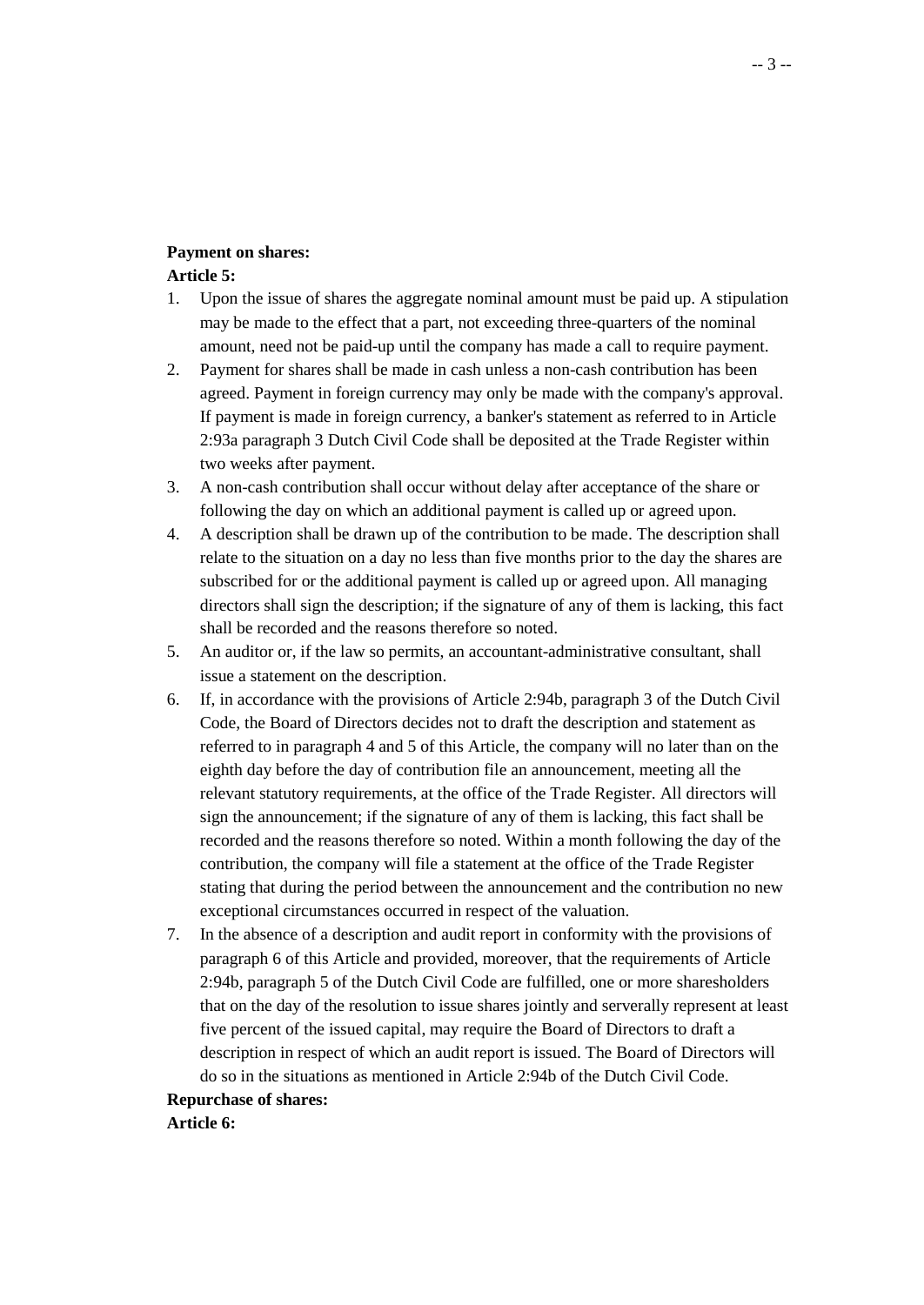**Payment on shares:**

**Article 5:**

1. Upon the issue of shares the aggregate nominal amount must be paid up. A stipulation may be made to the effect that a part, not exceeding three-quarters of the nominal amount, need not be paid-up until the company has made a call to require payment.
2. Payment for shares shall be made in cash unless a non-cash contribution has been agreed. Payment in foreign currency may only be made with the company's approval. If payment is made in foreign currency, a banker's statement as referred to in Article 2:93a paragraph 3 Dutch Civil Code shall be deposited at the Trade Register within two weeks after payment.
3. A non-cash contribution shall occur without delay after acceptance of the share or following the day on which an additional payment is called up or agreed upon.
4. A description shall be drawn up of the contribution to be made. The description shall relate to the situation on a day no less than five months prior to the day the shares are subscribed for or the additional payment is called up or agreed upon. All managing directors shall sign the description; if the signature of any of them is lacking, this fact shall be recorded and the reasons therefore so noted.
5. An auditor or, if the law so permits, an accountant-administrative consultant, shall issue a statement on the description.
6. If, in accordance with the provisions of Article 2:94b, paragraph 3 of the Dutch Civil Code, the Board of Directors decides not to draft the description and statement as referred to in paragraph 4 and 5 of this Article, the company will no later than on the eighth day before the day of contribution file an announcement, meeting all the relevant statutory requirements, at the office of the Trade Register. All directors will sign the announcement; if the signature of any of them is lacking, this fact shall be recorded and the reasons therefore so noted. Within a month following the day of the contribution, the company will file a statement at the office of the Trade Register stating that during the period between the announcement and the contribution no new exceptional circumstances occurred in respect of the valuation.
7. In the absence of a description and audit report in conformity with the provisions of paragraph 6 of this Article and provided, moreover, that the requirements of Article 2:94b, paragraph 5 of the Dutch Civil Code are fulfilled, one or more sharesholders that on the day of the resolution to issue shares jointly and serverally represent at least five percent of the issued capital, may require the Board of Directors to draft a description in respect of which an audit report is issued. The Board of Directors will do so in the situations as mentioned in Article 2:94b of the Dutch Civil Code.

**Repurchase of shares:**

**Article 6:**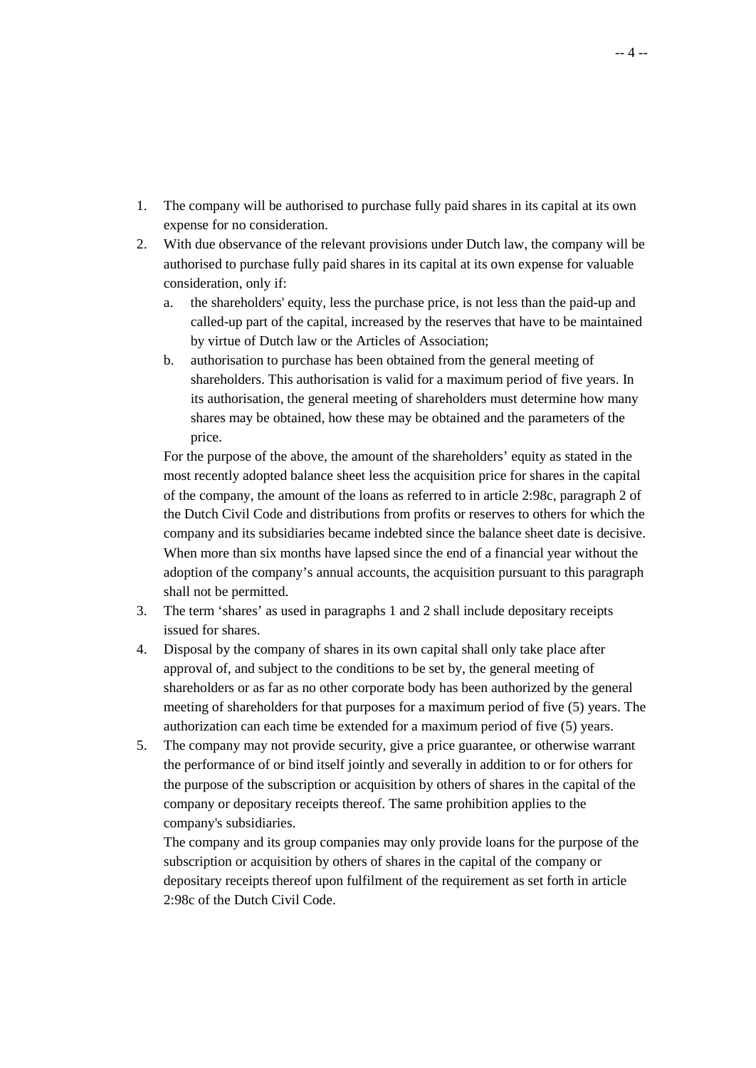1. The company will be authorised to purchase fully paid shares in its capital at its own expense for no consideration.
2. With due observance of the relevant provisions under Dutch law, the company will be authorised to purchase fully paid shares in its capital at its own expense for valuable consideration, only if:
   a. the shareholders' equity, less the purchase price, is not less than the paid-up and called-up part of the capital, increased by the reserves that have to be maintained by virtue of Dutch law or the Articles of Association;
   b. authorisation to purchase has been obtained from the general meeting of shareholders. This authorisation is valid for a maximum period of five years. In its authorisation, the general meeting of shareholders must determine how many shares may be obtained, how these may be obtained and the parameters of the price.

   For the purpose of the above, the amount of the shareholders' equity as stated in the most recently adopted balance sheet less the acquisition price for shares in the capital of the company, the amount of the loans as referred to in article 2:98c, paragraph 2 of the Dutch Civil Code and distributions from profits or reserves to others for which the company and its subsidiaries became indebted since the balance sheet date is decisive. When more than six months have lapsed since the end of a financial year without the adoption of the company's annual accounts, the acquisition pursuant to this paragraph shall not be permitted.
3. The term 'shares' as used in paragraphs 1 and 2 shall include depositary receipts issued for shares.
4. Disposal by the company of shares in its own capital shall only take place after approval of, and subject to the conditions to be set by, the general meeting of shareholders or as far as no other corporate body has been authorized by the general meeting of shareholders for that purposes for a maximum period of five (5) years. The authorization can each time be extended for a maximum period of five (5) years.
5. The company may not provide security, give a price guarantee, or otherwise warrant the performance of or bind itself jointly and severally in addition to or for others for the purpose of the subscription or acquisition by others of shares in the capital of the company or depositary receipts thereof. The same prohibition applies to the company's subsidiaries.

   The company and its group companies may only provide loans for the purpose of the subscription or acquisition by others of shares in the capital of the company or depositary receipts thereof upon fulfilment of the requirement as set forth in article 2:98c of the Dutch Civil Code.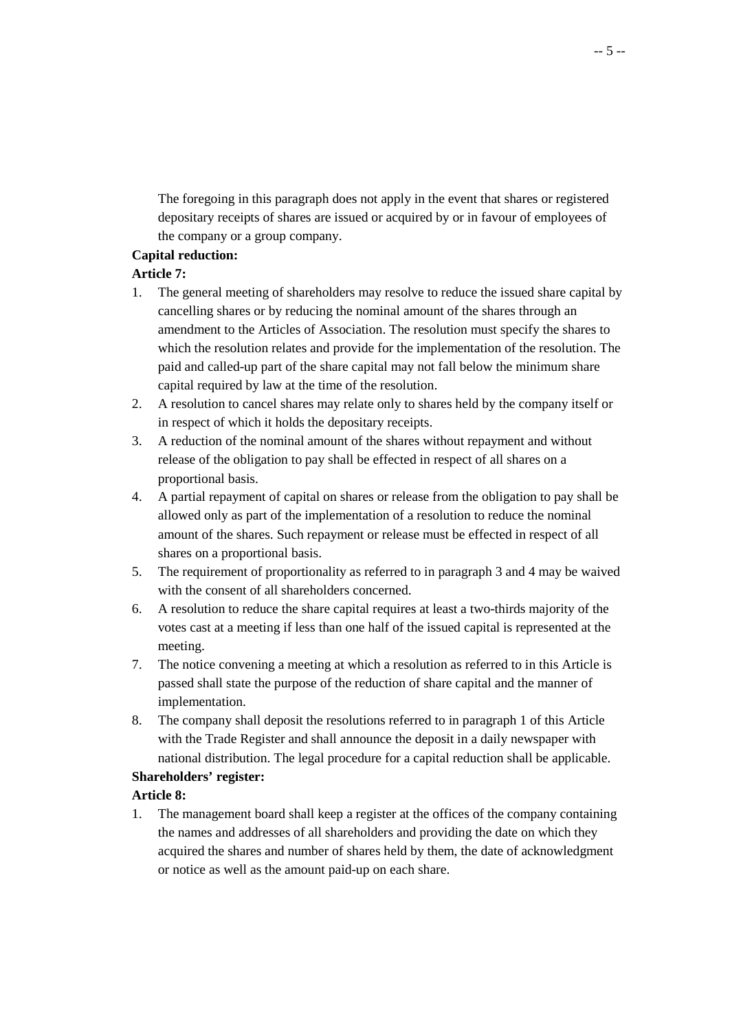The foregoing in this paragraph does not apply in the event that shares or registered depositary receipts of shares are issued or acquired by or in favour of employees of the company or a group company.

**Capital reduction:**

**Article 7:**

1. The general meeting of shareholders may resolve to reduce the issued share capital by cancelling shares or by reducing the nominal amount of the shares through an amendment to the Articles of Association. The resolution must specify the shares to which the resolution relates and provide for the implementation of the resolution. The paid and called-up part of the share capital may not fall below the minimum share capital required by law at the time of the resolution.
2. A resolution to cancel shares may relate only to shares held by the company itself or in respect of which it holds the depositary receipts.
3. A reduction of the nominal amount of the shares without repayment and without release of the obligation to pay shall be effected in respect of all shares on a proportional basis.
4. A partial repayment of capital on shares or release from the obligation to pay shall be allowed only as part of the implementation of a resolution to reduce the nominal amount of the shares. Such repayment or release must be effected in respect of all shares on a proportional basis.
5. The requirement of proportionality as referred to in paragraph 3 and 4 may be waived with the consent of all shareholders concerned.
6. A resolution to reduce the share capital requires at least a two-thirds majority of the votes cast at a meeting if less than one half of the issued capital is represented at the meeting.
7. The notice convening a meeting at which a resolution as referred to in this Article is passed shall state the purpose of the reduction of share capital and the manner of implementation.
8. The company shall deposit the resolutions referred to in paragraph 1 of this Article with the Trade Register and shall announce the deposit in a daily newspaper with national distribution. The legal procedure for a capital reduction shall be applicable.

**Shareholders' register:**

**Article 8:**

1. The management board shall keep a register at the offices of the company containing the names and addresses of all shareholders and providing the date on which they acquired the shares and number of shares held by them, the date of acknowledgment or notice as well as the amount paid-up on each share.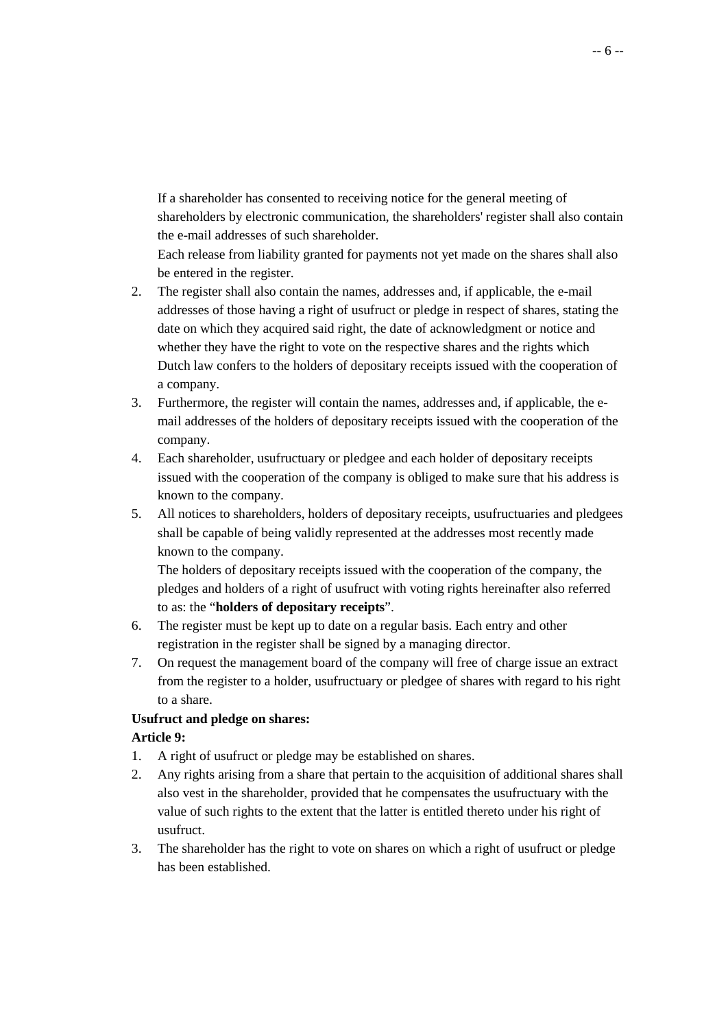If a shareholder has consented to receiving notice for the general meeting of shareholders by electronic communication, the shareholders' register shall also contain the e-mail addresses of such shareholder.
Each release from liability granted for payments not yet made on the shares shall also be entered in the register.

2. The register shall also contain the names, addresses and, if applicable, the e-mail addresses of those having a right of usufruct or pledge in respect of shares, stating the date on which they acquired said right, the date of acknowledgment or notice and whether they have the right to vote on the respective shares and the rights which Dutch law confers to the holders of depositary receipts issued with the cooperation of a company.
3. Furthermore, the register will contain the names, addresses and, if applicable, the e-mail addresses of the holders of depositary receipts issued with the cooperation of the company.
4. Each shareholder, usufructuary or pledgee and each holder of depositary receipts issued with the cooperation of the company is obliged to make sure that his address is known to the company.
5. All notices to shareholders, holders of depositary receipts, usufructuaries and pledgees shall be capable of being validly represented at the addresses most recently made known to the company.
   The holders of depositary receipts issued with the cooperation of the company, the pledges and holders of a right of usufruct with voting rights hereinafter also referred to as: the "**holders of depositary receipts**".
6. The register must be kept up to date on a regular basis. Each entry and other registration in the register shall be signed by a managing director.
7. On request the management board of the company will free of charge issue an extract from the register to a holder, usufructuary or pledgee of shares with regard to his right to a share.

**Usufruct and pledge on shares:**

**Article 9:**

1. A right of usufruct or pledge may be established on shares.
2. Any rights arising from a share that pertain to the acquisition of additional shares shall also vest in the shareholder, provided that he compensates the usufructuary with the value of such rights to the extent that the latter is entitled thereto under his right of usufruct.
3. The shareholder has the right to vote on shares on which a right of usufruct or pledge has been established.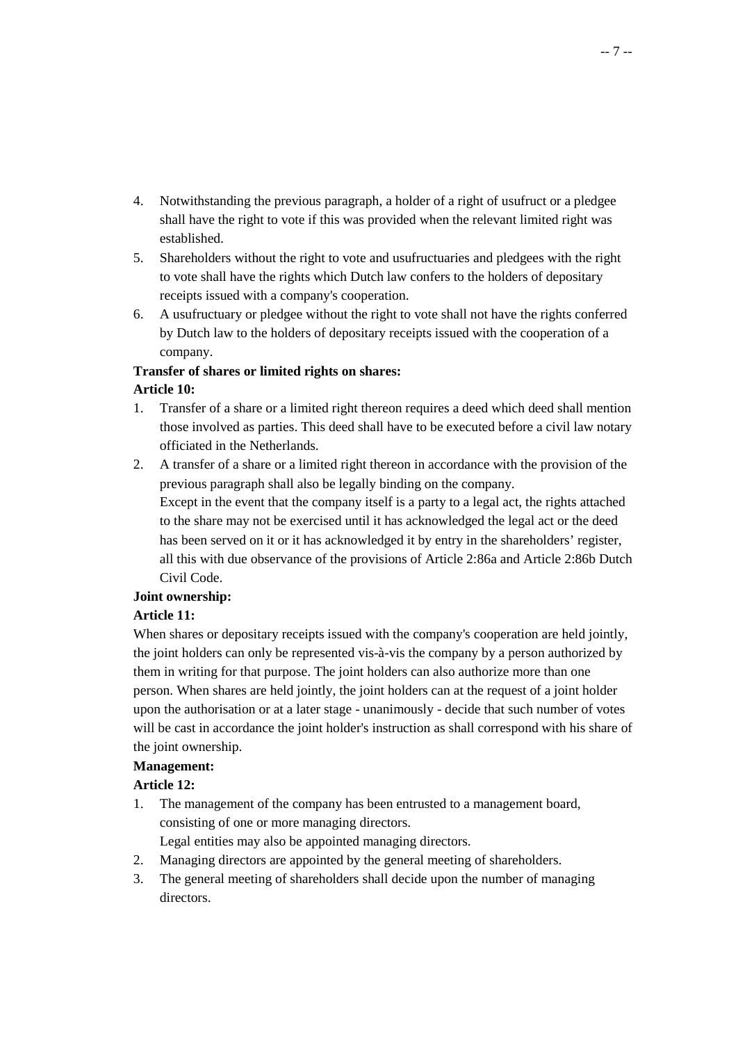4. Notwithstanding the previous paragraph, a holder of a right of usufruct or a pledgee shall have the right to vote if this was provided when the relevant limited right was established.
5. Shareholders without the right to vote and usufructuaries and pledgees with the right to vote shall have the rights which Dutch law confers to the holders of depositary receipts issued with a company's cooperation.
6. A usufructuary or pledgee without the right to vote shall not have the rights conferred by Dutch law to the holders of depositary receipts issued with the cooperation of a company.

**Transfer of shares or limited rights on shares:**

**Article 10:**

1. Transfer of a share or a limited right thereon requires a deed which deed shall mention those involved as parties. This deed shall have to be executed before a civil law notary officiated in the Netherlands.
2. A transfer of a share or a limited right thereon in accordance with the provision of the previous paragraph shall also be legally binding on the company.
   Except in the event that the company itself is a party to a legal act, the rights attached to the share may not be exercised until it has acknowledged the legal act or the deed has been served on it or it has acknowledged it by entry in the shareholders' register, all this with due observance of the provisions of Article 2:86a and Article 2:86b Dutch Civil Code.

**Joint ownership:**

**Article 11:**

When shares or depositary receipts issued with the company's cooperation are held jointly, the joint holders can only be represented vis-à-vis the company by a person authorized by them in writing for that purpose. The joint holders can also authorize more than one person. When shares are held jointly, the joint holders can at the request of a joint holder upon the authorisation or at a later stage - unanimously - decide that such number of votes will be cast in accordance the joint holder's instruction as shall correspond with his share of the joint ownership.

**Management:**

**Article 12:**

1. The management of the company has been entrusted to a management board, consisting of one or more managing directors.
   Legal entities may also be appointed managing directors.
2. Managing directors are appointed by the general meeting of shareholders.
3. The general meeting of shareholders shall decide upon the number of managing directors.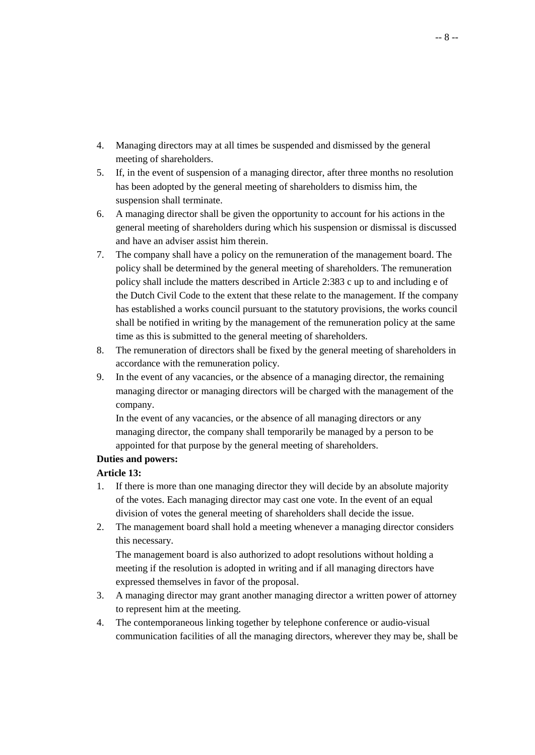4. Managing directors may at all times be suspended and dismissed by the general meeting of shareholders.
5. If, in the event of suspension of a managing director, after three months no resolution has been adopted by the general meeting of shareholders to dismiss him, the suspension shall terminate.
6. A managing director shall be given the opportunity to account for his actions in the general meeting of shareholders during which his suspension or dismissal is discussed and have an adviser assist him therein.
7. The company shall have a policy on the remuneration of the management board. The policy shall be determined by the general meeting of shareholders. The remuneration policy shall include the matters described in Article 2:383 c up to and including e of the Dutch Civil Code to the extent that these relate to the management. If the company has established a works council pursuant to the statutory provisions, the works council shall be notified in writing by the management of the remuneration policy at the same time as this is submitted to the general meeting of shareholders.
8. The remuneration of directors shall be fixed by the general meeting of shareholders in accordance with the remuneration policy.
9. In the event of any vacancies, or the absence of a managing director, the remaining managing director or managing directors will be charged with the management of the company.

   In the event of any vacancies, or the absence of all managing directors or any managing director, the company shall temporarily be managed by a person to be appointed for that purpose by the general meeting of shareholders.

**Duties and powers:**

**Article 13:**

1. If there is more than one managing director they will decide by an absolute majority of the votes. Each managing director may cast one vote. In the event of an equal division of votes the general meeting of shareholders shall decide the issue.
2. The management board shall hold a meeting whenever a managing director considers this necessary.

   The management board is also authorized to adopt resolutions without holding a meeting if the resolution is adopted in writing and if all managing directors have expressed themselves in favor of the proposal.
3. A managing director may grant another managing director a written power of attorney to represent him at the meeting.
4. The contemporaneous linking together by telephone conference or audio-visual communication facilities of all the managing directors, wherever they may be, shall be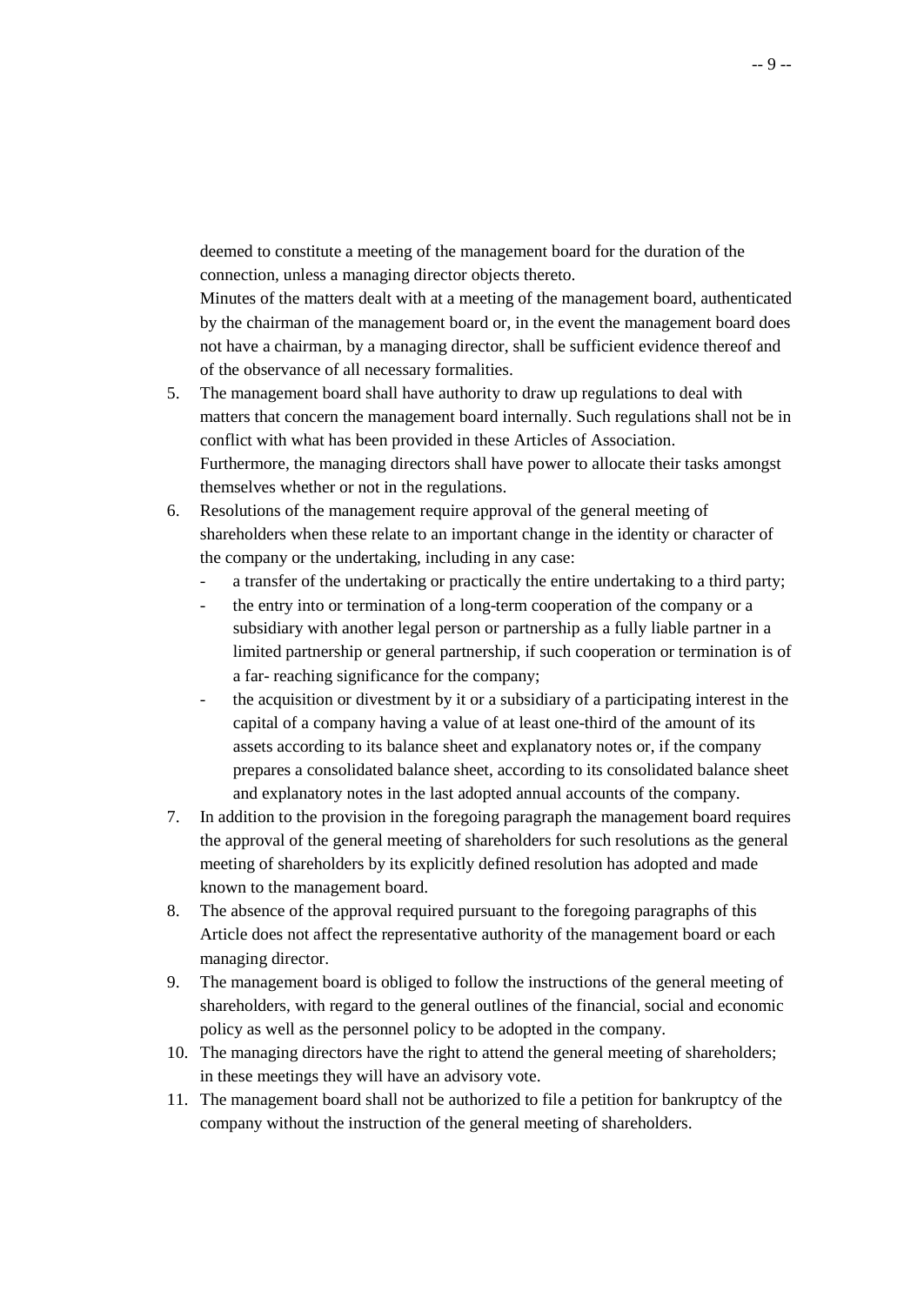deemed to constitute a meeting of the management board for the duration of the connection, unless a managing director objects thereto.

Minutes of the matters dealt with at a meeting of the management board, authenticated by the chairman of the management board or, in the event the management board does not have a chairman, by a managing director, shall be sufficient evidence thereof and of the observance of all necessary formalities.

5. The management board shall have authority to draw up regulations to deal with matters that concern the management board internally. Such regulations shall not be in conflict with what has been provided in these Articles of Association. Furthermore, the managing directors shall have power to allocate their tasks amongst themselves whether or not in the regulations.
6. Resolutions of the management require approval of the general meeting of shareholders when these relate to an important change in the identity or character of the company or the undertaking, including in any case:
   - a transfer of the undertaking or practically the entire undertaking to a third party;
   - the entry into or termination of a long-term cooperation of the company or a subsidiary with another legal person or partnership as a fully liable partner in a limited partnership or general partnership, if such cooperation or termination is of a far- reaching significance for the company;
   - the acquisition or divestment by it or a subsidiary of a participating interest in the capital of a company having a value of at least one-third of the amount of its assets according to its balance sheet and explanatory notes or, if the company prepares a consolidated balance sheet, according to its consolidated balance sheet and explanatory notes in the last adopted annual accounts of the company.
7. In addition to the provision in the foregoing paragraph the management board requires the approval of the general meeting of shareholders for such resolutions as the general meeting of shareholders by its explicitly defined resolution has adopted and made known to the management board.
8. The absence of the approval required pursuant to the foregoing paragraphs of this Article does not affect the representative authority of the management board or each managing director.
9. The management board is obliged to follow the instructions of the general meeting of shareholders, with regard to the general outlines of the financial, social and economic policy as well as the personnel policy to be adopted in the company.
10. The managing directors have the right to attend the general meeting of shareholders; in these meetings they will have an advisory vote.
11. The management board shall not be authorized to file a petition for bankruptcy of the company without the instruction of the general meeting of shareholders.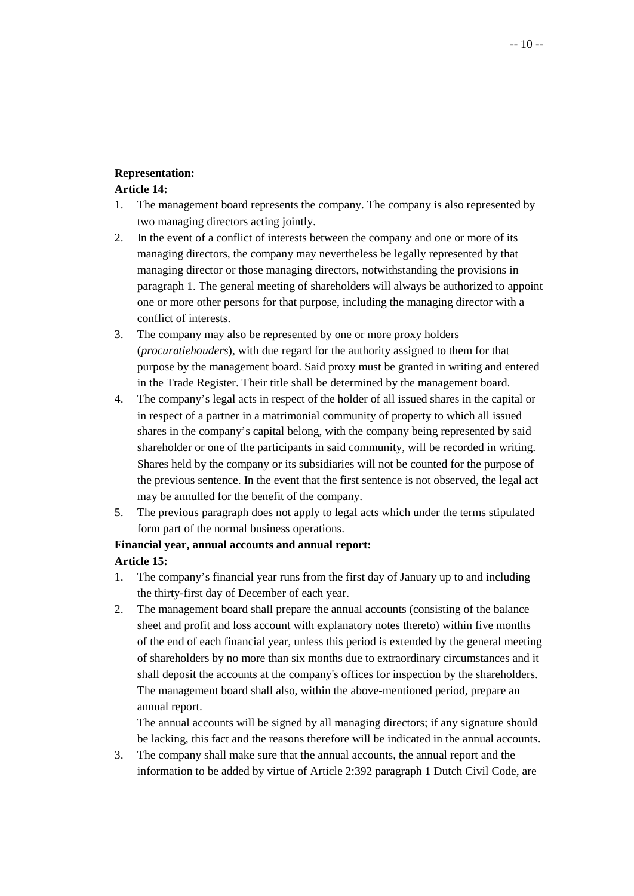**Representation:**

**Article 14:**

1. The management board represents the company. The company is also represented by two managing directors acting jointly.
2. In the event of a conflict of interests between the company and one or more of its managing directors, the company may nevertheless be legally represented by that managing director or those managing directors, notwithstanding the provisions in paragraph 1. The general meeting of shareholders will always be authorized to appoint one or more other persons for that purpose, including the managing director with a conflict of interests.
3. The company may also be represented by one or more proxy holders (*procuratiehouders*), with due regard for the authority assigned to them for that purpose by the management board. Said proxy must be granted in writing and entered in the Trade Register. Their title shall be determined by the management board.
4. The company's legal acts in respect of the holder of all issued shares in the capital or in respect of a partner in a matrimonial community of property to which all issued shares in the company's capital belong, with the company being represented by said shareholder or one of the participants in said community, will be recorded in writing. Shares held by the company or its subsidiaries will not be counted for the purpose of the previous sentence. In the event that the first sentence is not observed, the legal act may be annulled for the benefit of the company.
5. The previous paragraph does not apply to legal acts which under the terms stipulated form part of the normal business operations.

**Financial year, annual accounts and annual report:**

**Article 15:**

1. The company's financial year runs from the first day of January up to and including the thirty-first day of December of each year.
2. The management board shall prepare the annual accounts (consisting of the balance sheet and profit and loss account with explanatory notes thereto) within five months of the end of each financial year, unless this period is extended by the general meeting of shareholders by no more than six months due to extraordinary circumstances and it shall deposit the accounts at the company's offices for inspection by the shareholders. The management board shall also, within the above-mentioned period, prepare an annual report.

   The annual accounts will be signed by all managing directors; if any signature should be lacking, this fact and the reasons therefore will be indicated in the annual accounts.
3. The company shall make sure that the annual accounts, the annual report and the information to be added by virtue of Article 2:392 paragraph 1 Dutch Civil Code, are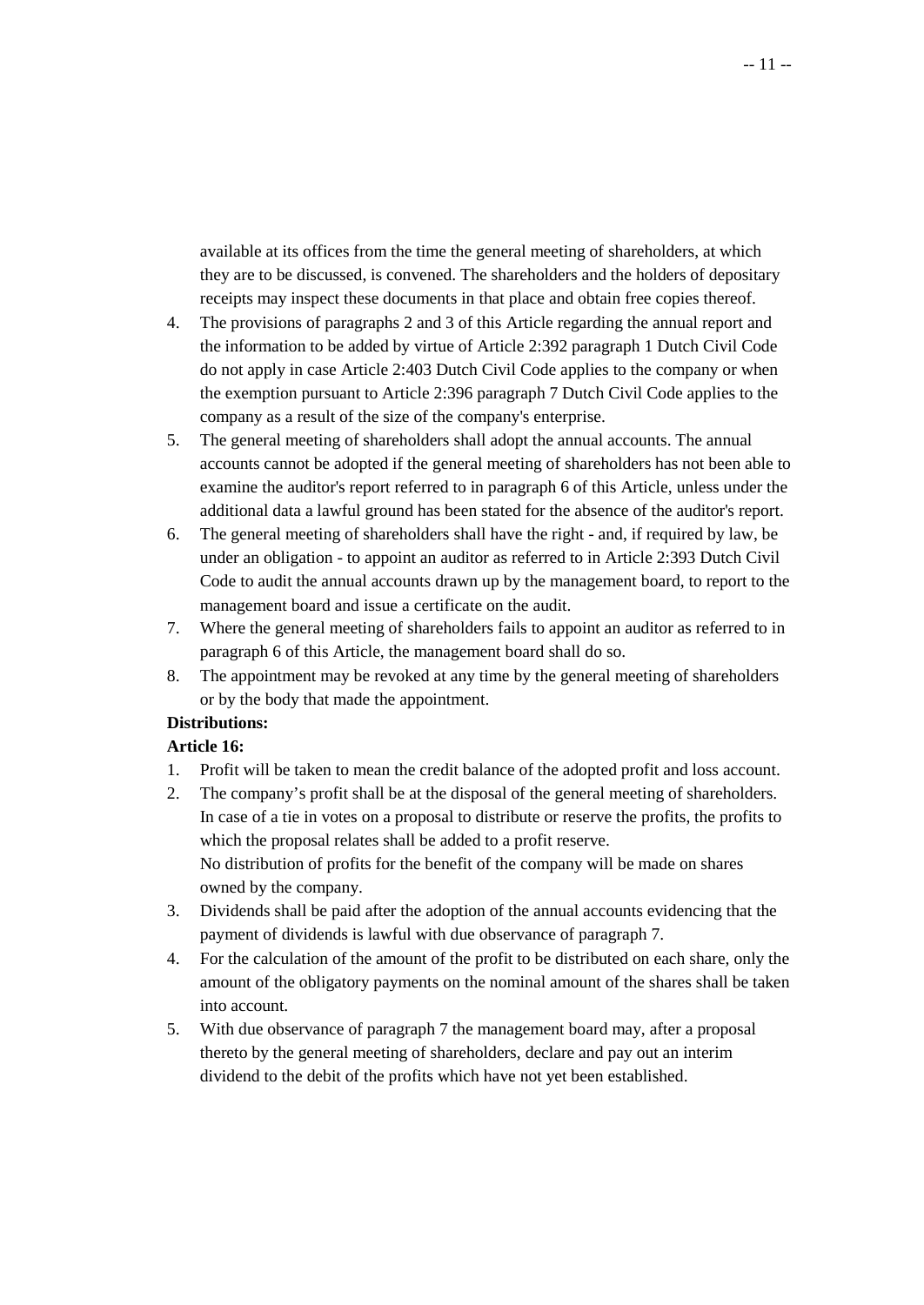available at its offices from the time the general meeting of shareholders, at which they are to be discussed, is convened. The shareholders and the holders of depositary receipts may inspect these documents in that place and obtain free copies thereof.

4. The provisions of paragraphs 2 and 3 of this Article regarding the annual report and the information to be added by virtue of Article 2:392 paragraph 1 Dutch Civil Code do not apply in case Article 2:403 Dutch Civil Code applies to the company or when the exemption pursuant to Article 2:396 paragraph 7 Dutch Civil Code applies to the company as a result of the size of the company's enterprise.
5. The general meeting of shareholders shall adopt the annual accounts. The annual accounts cannot be adopted if the general meeting of shareholders has not been able to examine the auditor's report referred to in paragraph 6 of this Article, unless under the additional data a lawful ground has been stated for the absence of the auditor's report.
6. The general meeting of shareholders shall have the right - and, if required by law, be under an obligation - to appoint an auditor as referred to in Article 2:393 Dutch Civil Code to audit the annual accounts drawn up by the management board, to report to the management board and issue a certificate on the audit.
7. Where the general meeting of shareholders fails to appoint an auditor as referred to in paragraph 6 of this Article, the management board shall do so.
8. The appointment may be revoked at any time by the general meeting of shareholders or by the body that made the appointment.

**Distributions:**

**Article 16:**

1. Profit will be taken to mean the credit balance of the adopted profit and loss account.
2. The company's profit shall be at the disposal of the general meeting of shareholders. In case of a tie in votes on a proposal to distribute or reserve the profits, the profits to which the proposal relates shall be added to a profit reserve.
   No distribution of profits for the benefit of the company will be made on shares owned by the company.
3. Dividends shall be paid after the adoption of the annual accounts evidencing that the payment of dividends is lawful with due observance of paragraph 7.
4. For the calculation of the amount of the profit to be distributed on each share, only the amount of the obligatory payments on the nominal amount of the shares shall be taken into account.
5. With due observance of paragraph 7 the management board may, after a proposal thereto by the general meeting of shareholders, declare and pay out an interim dividend to the debit of the profits which have not yet been established.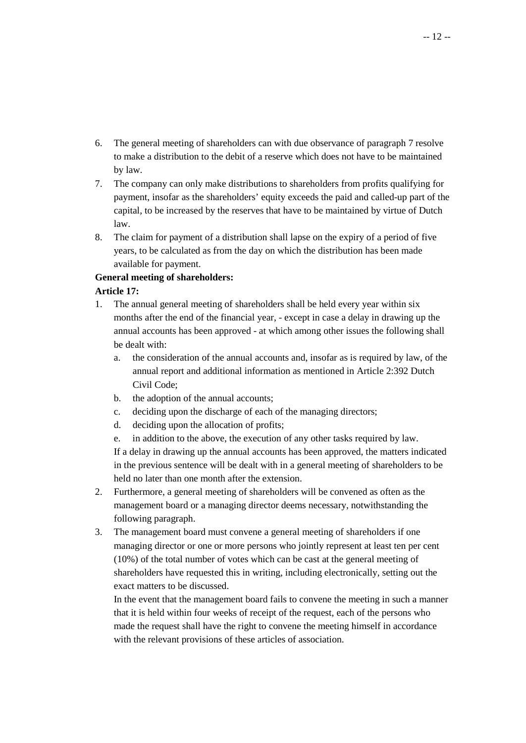6. The general meeting of shareholders can with due observance of paragraph 7 resolve to make a distribution to the debit of a reserve which does not have to be maintained by law.
7. The company can only make distributions to shareholders from profits qualifying for payment, insofar as the shareholders' equity exceeds the paid and called-up part of the capital, to be increased by the reserves that have to be maintained by virtue of Dutch law.
8. The claim for payment of a distribution shall lapse on the expiry of a period of five years, to be calculated as from the day on which the distribution has been made available for payment.

**General meeting of shareholders:**

**Article 17:**

1. The annual general meeting of shareholders shall be held every year within six months after the end of the financial year, - except in case a delay in drawing up the annual accounts has been approved - at which among other issues the following shall be dealt with:
   a. the consideration of the annual accounts and, insofar as is required by law, of the annual report and additional information as mentioned in Article 2:392 Dutch Civil Code;
   b. the adoption of the annual accounts;
   c. deciding upon the discharge of each of the managing directors;
   d. deciding upon the allocation of profits;
   e. in addition to the above, the execution of any other tasks required by law.

   If a delay in drawing up the annual accounts has been approved, the matters indicated in the previous sentence will be dealt with in a general meeting of shareholders to be held no later than one month after the extension.
2. Furthermore, a general meeting of shareholders will be convened as often as the management board or a managing director deems necessary, notwithstanding the following paragraph.
3. The management board must convene a general meeting of shareholders if one managing director or one or more persons who jointly represent at least ten per cent (10%) of the total number of votes which can be cast at the general meeting of shareholders have requested this in writing, including electronically, setting out the exact matters to be discussed.

   In the event that the management board fails to convene the meeting in such a manner that it is held within four weeks of receipt of the request, each of the persons who made the request shall have the right to convene the meeting himself in accordance with the relevant provisions of these articles of association.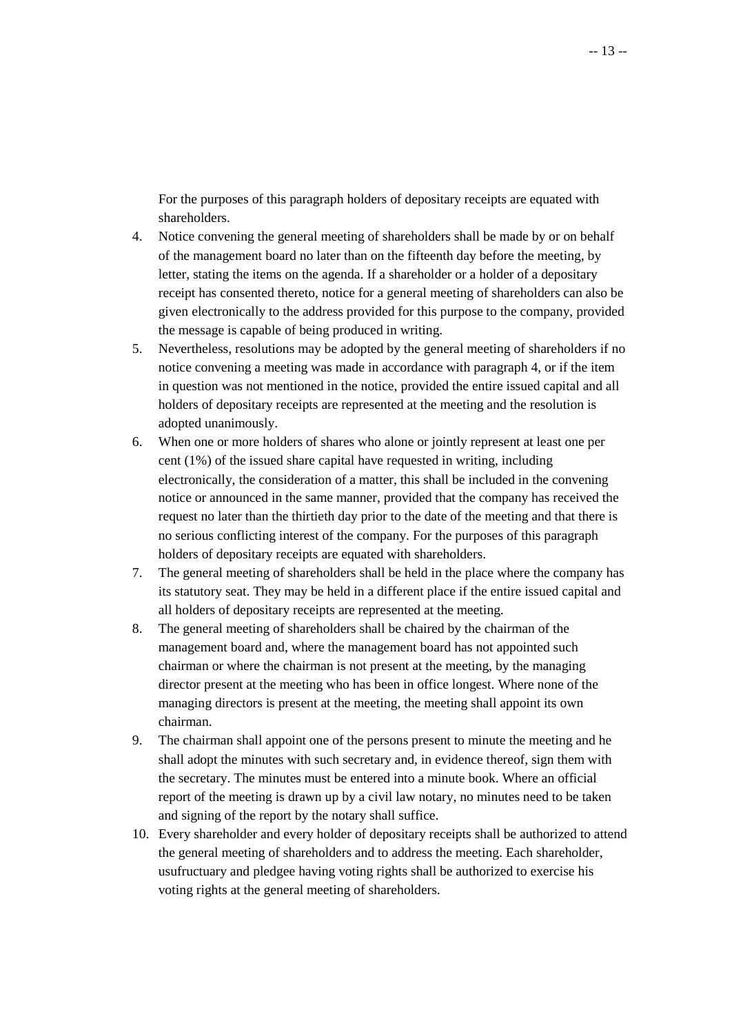For the purposes of this paragraph holders of depositary receipts are equated with shareholders.

4. Notice convening the general meeting of shareholders shall be made by or on behalf of the management board no later than on the fifteenth day before the meeting, by letter, stating the items on the agenda. If a shareholder or a holder of a depositary receipt has consented thereto, notice for a general meeting of shareholders can also be given electronically to the address provided for this purpose to the company, provided the message is capable of being produced in writing.
5. Nevertheless, resolutions may be adopted by the general meeting of shareholders if no notice convening a meeting was made in accordance with paragraph 4, or if the item in question was not mentioned in the notice, provided the entire issued capital and all holders of depositary receipts are represented at the meeting and the resolution is adopted unanimously.
6. When one or more holders of shares who alone or jointly represent at least one per cent (1%) of the issued share capital have requested in writing, including electronically, the consideration of a matter, this shall be included in the convening notice or announced in the same manner, provided that the company has received the request no later than the thirtieth day prior to the date of the meeting and that there is no serious conflicting interest of the company. For the purposes of this paragraph holders of depositary receipts are equated with shareholders.
7. The general meeting of shareholders shall be held in the place where the company has its statutory seat. They may be held in a different place if the entire issued capital and all holders of depositary receipts are represented at the meeting.
8. The general meeting of shareholders shall be chaired by the chairman of the management board and, where the management board has not appointed such chairman or where the chairman is not present at the meeting, by the managing director present at the meeting who has been in office longest. Where none of the managing directors is present at the meeting, the meeting shall appoint its own chairman.
9. The chairman shall appoint one of the persons present to minute the meeting and he shall adopt the minutes with such secretary and, in evidence thereof, sign them with the secretary. The minutes must be entered into a minute book. Where an official report of the meeting is drawn up by a civil law notary, no minutes need to be taken and signing of the report by the notary shall suffice.
10. Every shareholder and every holder of depositary receipts shall be authorized to attend the general meeting of shareholders and to address the meeting. Each shareholder, usufructuary and pledgee having voting rights shall be authorized to exercise his voting rights at the general meeting of shareholders.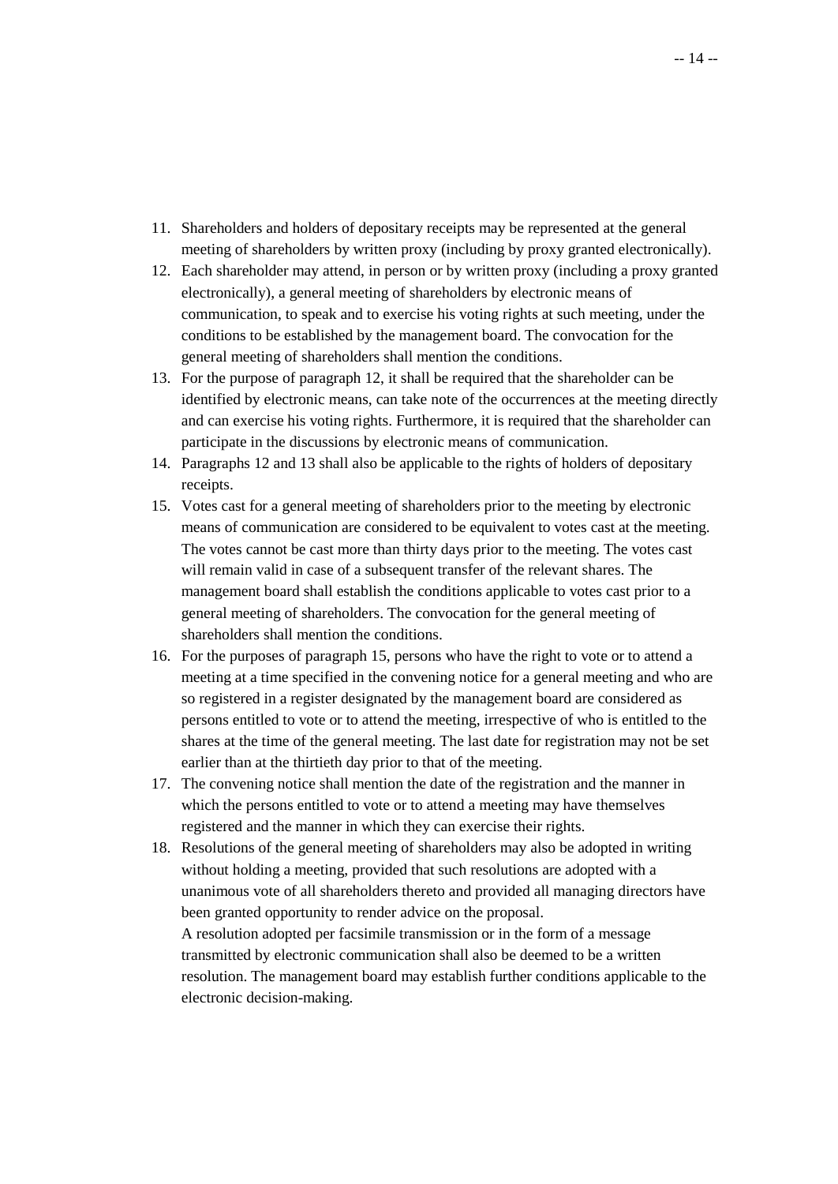11. Shareholders and holders of depositary receipts may be represented at the general meeting of shareholders by written proxy (including by proxy granted electronically).
12. Each shareholder may attend, in person or by written proxy (including a proxy granted electronically), a general meeting of shareholders by electronic means of communication, to speak and to exercise his voting rights at such meeting, under the conditions to be established by the management board. The convocation for the general meeting of shareholders shall mention the conditions.
13. For the purpose of paragraph 12, it shall be required that the shareholder can be identified by electronic means, can take note of the occurrences at the meeting directly and can exercise his voting rights. Furthermore, it is required that the shareholder can participate in the discussions by electronic means of communication.
14. Paragraphs 12 and 13 shall also be applicable to the rights of holders of depositary receipts.
15. Votes cast for a general meeting of shareholders prior to the meeting by electronic means of communication are considered to be equivalent to votes cast at the meeting. The votes cannot be cast more than thirty days prior to the meeting. The votes cast will remain valid in case of a subsequent transfer of the relevant shares. The management board shall establish the conditions applicable to votes cast prior to a general meeting of shareholders. The convocation for the general meeting of shareholders shall mention the conditions.
16. For the purposes of paragraph 15, persons who have the right to vote or to attend a meeting at a time specified in the convening notice for a general meeting and who are so registered in a register designated by the management board are considered as persons entitled to vote or to attend the meeting, irrespective of who is entitled to the shares at the time of the general meeting. The last date for registration may not be set earlier than at the thirtieth day prior to that of the meeting.
17. The convening notice shall mention the date of the registration and the manner in which the persons entitled to vote or to attend a meeting may have themselves registered and the manner in which they can exercise their rights.
18. Resolutions of the general meeting of shareholders may also be adopted in writing without holding a meeting, provided that such resolutions are adopted with a unanimous vote of all shareholders thereto and provided all managing directors have been granted opportunity to render advice on the proposal.
    A resolution adopted per facsimile transmission or in the form of a message transmitted by electronic communication shall also be deemed to be a written resolution. The management board may establish further conditions applicable to the electronic decision-making.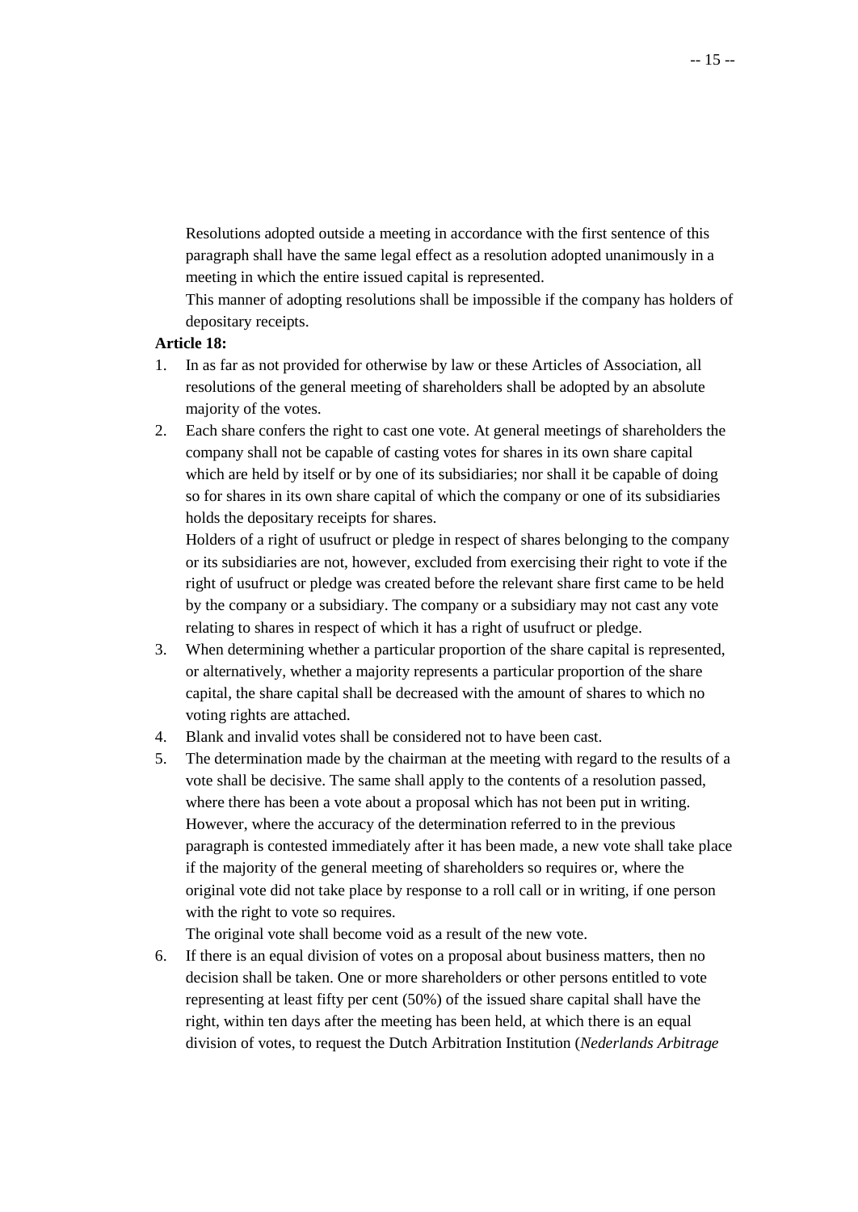Resolutions adopted outside a meeting in accordance with the first sentence of this paragraph shall have the same legal effect as a resolution adopted unanimously in a meeting in which the entire issued capital is represented.

This manner of adopting resolutions shall be impossible if the company has holders of depositary receipts.

**Article 18:**

1. In as far as not provided for otherwise by law or these Articles of Association, all resolutions of the general meeting of shareholders shall be adopted by an absolute majority of the votes.
2. Each share confers the right to cast one vote. At general meetings of shareholders the company shall not be capable of casting votes for shares in its own share capital which are held by itself or by one of its subsidiaries; nor shall it be capable of doing so for shares in its own share capital of which the company or one of its subsidiaries holds the depositary receipts for shares.

   Holders of a right of usufruct or pledge in respect of shares belonging to the company or its subsidiaries are not, however, excluded from exercising their right to vote if the right of usufruct or pledge was created before the relevant share first came to be held by the company or a subsidiary. The company or a subsidiary may not cast any vote relating to shares in respect of which it has a right of usufruct or pledge.
3. When determining whether a particular proportion of the share capital is represented, or alternatively, whether a majority represents a particular proportion of the share capital, the share capital shall be decreased with the amount of shares to which no voting rights are attached.
4. Blank and invalid votes shall be considered not to have been cast.
5. The determination made by the chairman at the meeting with regard to the results of a vote shall be decisive. The same shall apply to the contents of a resolution passed, where there has been a vote about a proposal which has not been put in writing. However, where the accuracy of the determination referred to in the previous paragraph is contested immediately after it has been made, a new vote shall take place if the majority of the general meeting of shareholders so requires or, where the original vote did not take place by response to a roll call or in writing, if one person with the right to vote so requires.

   The original vote shall become void as a result of the new vote.
6. If there is an equal division of votes on a proposal about business matters, then no decision shall be taken. One or more shareholders or other persons entitled to vote representing at least fifty per cent (50%) of the issued share capital shall have the right, within ten days after the meeting has been held, at which there is an equal division of votes, to request the Dutch Arbitration Institution (*Nederlands Arbitrage*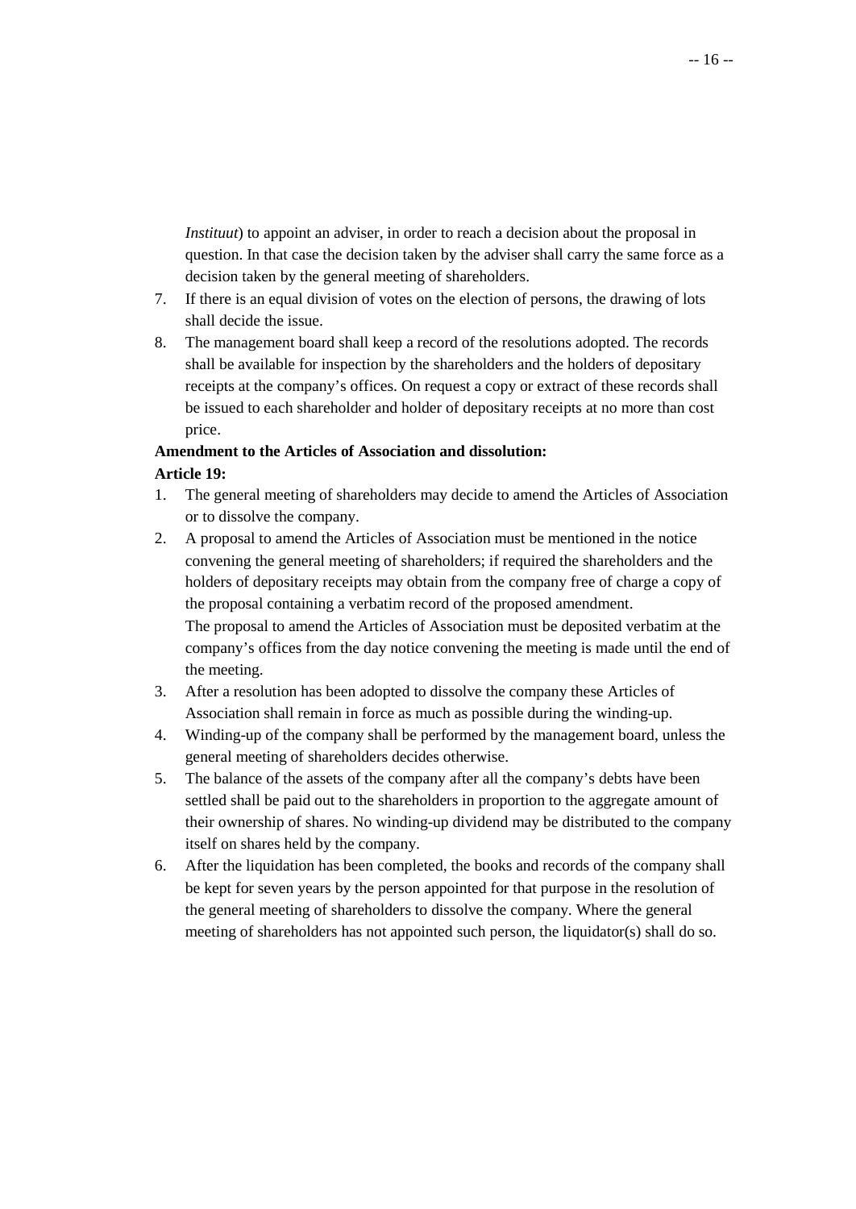*Instituut*) to appoint an adviser, in order to reach a decision about the proposal in question. In that case the decision taken by the adviser shall carry the same force as a decision taken by the general meeting of shareholders.

7. If there is an equal division of votes on the election of persons, the drawing of lots shall decide the issue.
8. The management board shall keep a record of the resolutions adopted. The records shall be available for inspection by the shareholders and the holders of depositary receipts at the company's offices. On request a copy or extract of these records shall be issued to each shareholder and holder of depositary receipts at no more than cost price.

**Amendment to the Articles of Association and dissolution:**

**Article 19:**

1. The general meeting of shareholders may decide to amend the Articles of Association or to dissolve the company.
2. A proposal to amend the Articles of Association must be mentioned in the notice convening the general meeting of shareholders; if required the shareholders and the holders of depositary receipts may obtain from the company free of charge a copy of the proposal containing a verbatim record of the proposed amendment.
   The proposal to amend the Articles of Association must be deposited verbatim at the company's offices from the day notice convening the meeting is made until the end of the meeting.
3. After a resolution has been adopted to dissolve the company these Articles of Association shall remain in force as much as possible during the winding-up.
4. Winding-up of the company shall be performed by the management board, unless the general meeting of shareholders decides otherwise.
5. The balance of the assets of the company after all the company's debts have been settled shall be paid out to the shareholders in proportion to the aggregate amount of their ownership of shares. No winding-up dividend may be distributed to the company itself on shares held by the company.
6. After the liquidation has been completed, the books and records of the company shall be kept for seven years by the person appointed for that purpose in the resolution of the general meeting of shareholders to dissolve the company. Where the general meeting of shareholders has not appointed such person, the liquidator(s) shall do so.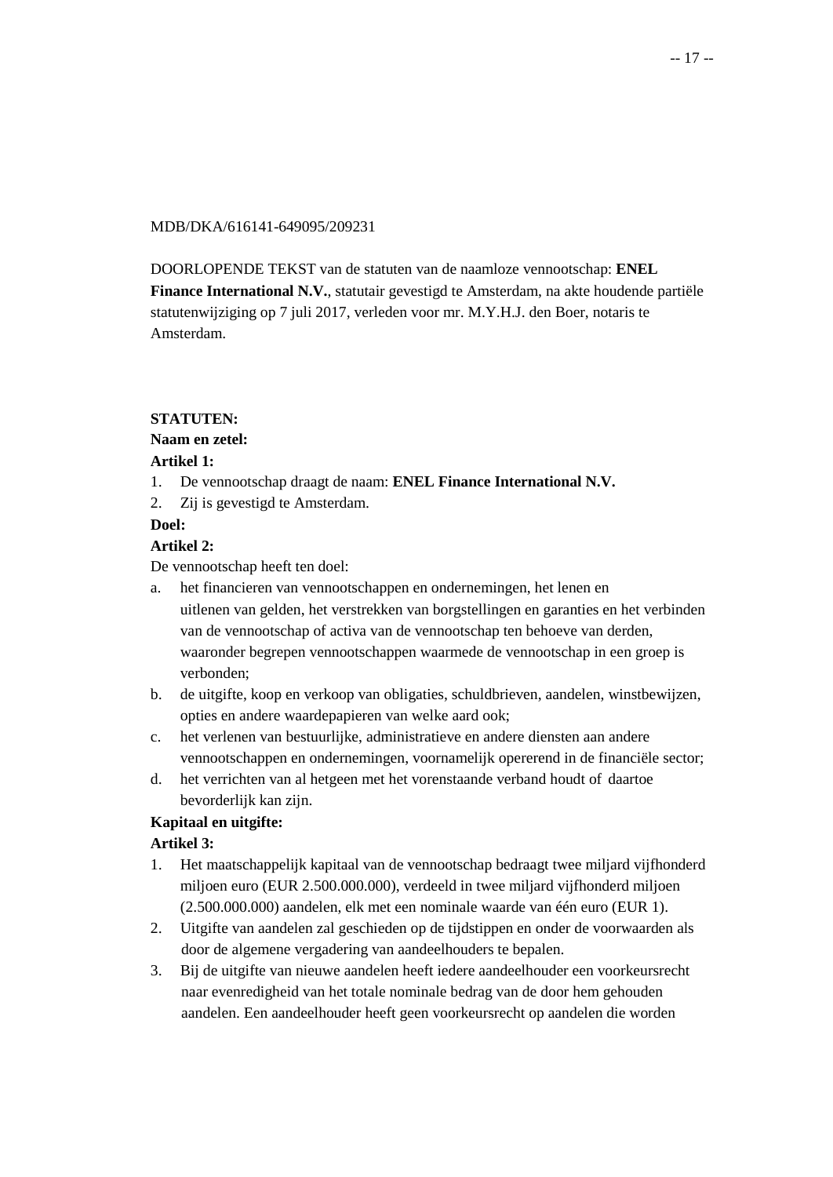MDB/DKA/616141-649095/209231

DOORLOPENDE TEKST van de statuten van de naamloze vennootschap: **ENEL Finance International N.V.**, statutair gevestigd te Amsterdam, na akte houdende partiële statutenwijziging op 7 juli 2017, verleden voor mr. M.Y.H.J. den Boer, notaris te Amsterdam.

**STATUTEN:**

**Naam en zetel:**

**Artikel 1:**

1. De vennootschap draagt de naam: **ENEL Finance International N.V.**
2. Zij is gevestigd te Amsterdam.

**Doel:**

**Artikel 2:**

De vennootschap heeft ten doel:

a. het financieren van vennootschappen en ondernemingen, het lenen en uitlenen van gelden, het verstrekken van borgstellingen en garanties en het verbinden van de vennootschap of activa van de vennootschap ten behoeve van derden, waaronder begrepen vennootschappen waarmede de vennootschap in een groep is verbonden;
b. de uitgifte, koop en verkoop van obligaties, schuldbrieven, aandelen, winstbewijzen, opties en andere waardepapieren van welke aard ook;
c. het verlenen van bestuurlijke, administratieve en andere diensten aan andere vennootschappen en ondernemingen, voornamelijk opererend in de financiële sector;
d. het verrichten van al hetgeen met het vorenstaande verband houdt of daartoe bevorderlijk kan zijn.

**Kapitaal en uitgifte:**

**Artikel 3:**

1. Het maatschappelijk kapitaal van de vennootschap bedraagt twee miljard vijfhonderd miljoen euro (EUR 2.500.000.000), verdeeld in twee miljard vijfhonderd miljoen (2.500.000.000) aandelen, elk met een nominale waarde van één euro (EUR 1).
2. Uitgifte van aandelen zal geschieden op de tijdstippen en onder de voorwaarden als door de algemene vergadering van aandeelhouders te bepalen.
3. Bij de uitgifte van nieuwe aandelen heeft iedere aandeelhouder een voorkeursrecht naar evenredigheid van het totale nominale bedrag van de door hem gehouden aandelen. Een aandeelhouder heeft geen voorkeursrecht op aandelen die worden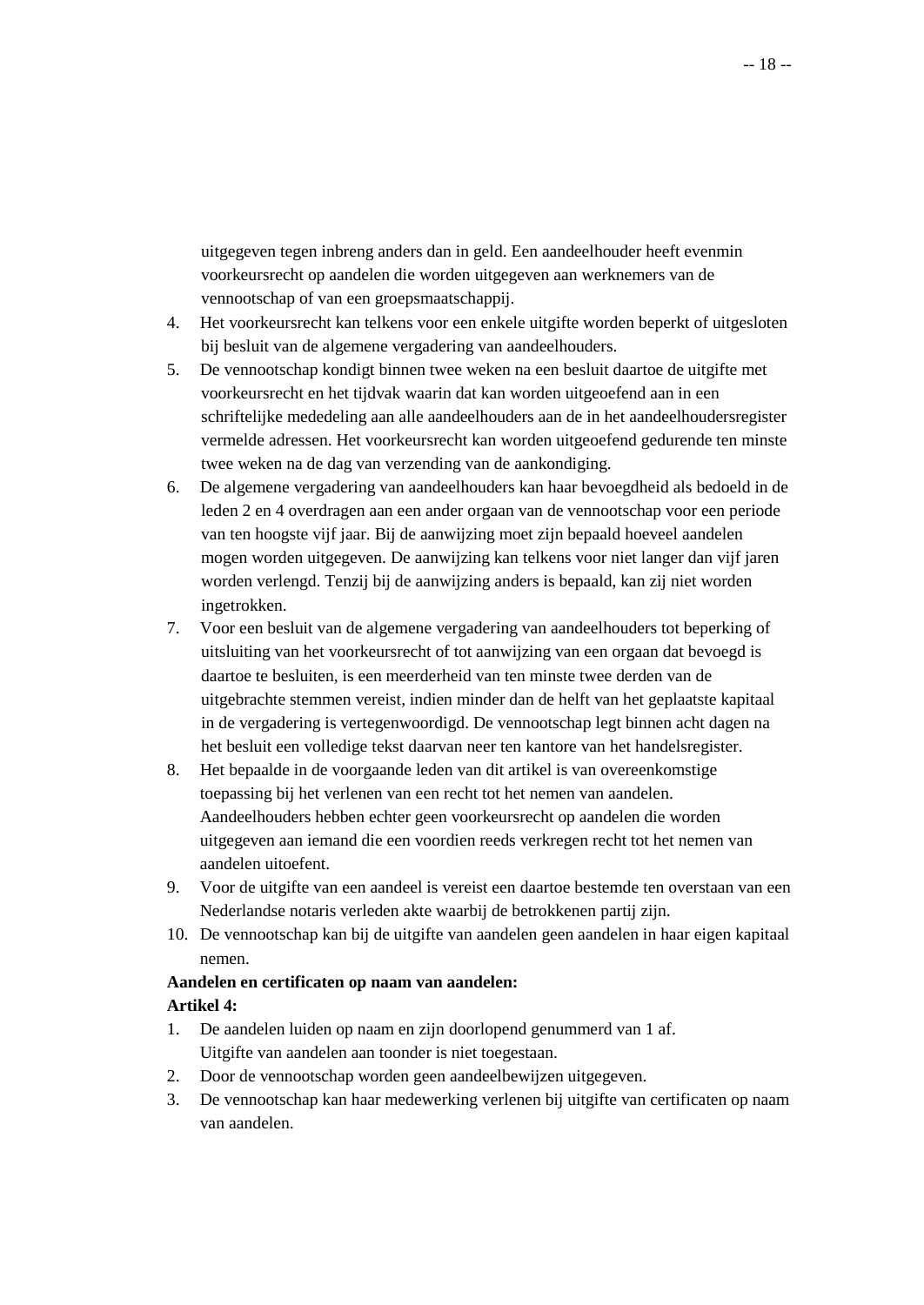uitgegeven tegen inbreng anders dan in geld. Een aandeelhouder heeft evenmin voorkeursrecht op aandelen die worden uitgegeven aan werknemers van de vennootschap of van een groepsmaatschappij.

4. Het voorkeursrecht kan telkens voor een enkele uitgifte worden beperkt of uitgesloten bij besluit van de algemene vergadering van aandeelhouders.
5. De vennootschap kondigt binnen twee weken na een besluit daartoe de uitgifte met voorkeursrecht en het tijdvak waarin dat kan worden uitgeoefend aan in een schriftelijke mededeling aan alle aandeelhouders aan de in het aandeelhoudersregister vermelde adressen. Het voorkeursrecht kan worden uitgeoefend gedurende ten minste twee weken na de dag van verzending van de aankondiging.
6. De algemene vergadering van aandeelhouders kan haar bevoegdheid als bedoeld in de leden 2 en 4 overdragen aan een ander orgaan van de vennootschap voor een periode van ten hoogste vijf jaar. Bij de aanwijzing moet zijn bepaald hoeveel aandelen mogen worden uitgegeven. De aanwijzing kan telkens voor niet langer dan vijf jaren worden verlengd. Tenzij bij de aanwijzing anders is bepaald, kan zij niet worden ingetrokken.
7. Voor een besluit van de algemene vergadering van aandeelhouders tot beperking of uitsluiting van het voorkeursrecht of tot aanwijzing van een orgaan dat bevoegd is daartoe te besluiten, is een meerderheid van ten minste twee derden van de uitgebrachte stemmen vereist, indien minder dan de helft van het geplaatste kapitaal in de vergadering is vertegenwoordigd. De vennootschap legt binnen acht dagen na het besluit een volledige tekst daarvan neer ten kantore van het handelsregister.
8. Het bepaalde in de voorgaande leden van dit artikel is van overeenkomstige toepassing bij het verlenen van een recht tot het nemen van aandelen. Aandeelhouders hebben echter geen voorkeursrecht op aandelen die worden uitgegeven aan iemand die een voordien reeds verkregen recht tot het nemen van aandelen uitoefent.
9. Voor de uitgifte van een aandeel is vereist een daartoe bestemde ten overstaan van een Nederlandse notaris verleden akte waarbij de betrokkenen partij zijn.
10. De vennootschap kan bij de uitgifte van aandelen geen aandelen in haar eigen kapitaal nemen.

**Aandelen en certificaten op naam van aandelen:**

**Artikel 4:**

1. De aandelen luiden op naam en zijn doorlopend genummerd van 1 af. Uitgifte van aandelen aan toonder is niet toegestaan.
2. Door de vennootschap worden geen aandeelbewijzen uitgegeven.
3. De vennootschap kan haar medewerking verlenen bij uitgifte van certificaten op naam van aandelen.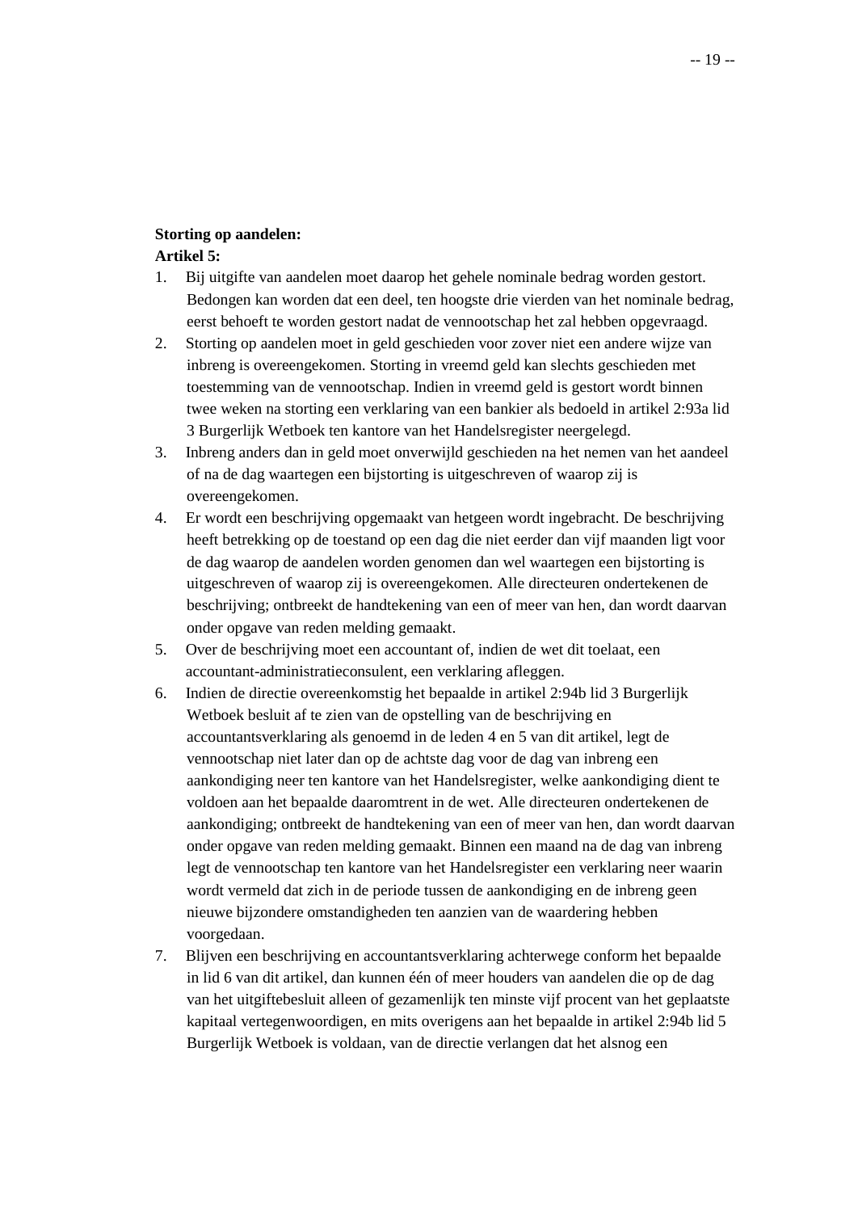**Storting op aandelen:**
**Artikel 5:**

1. Bij uitgifte van aandelen moet daarop het gehele nominale bedrag worden gestort. Bedongen kan worden dat een deel, ten hoogste drie vierden van het nominale bedrag, eerst behoeft te worden gestort nadat de vennootschap het zal hebben opgevraagd.
2. Storting op aandelen moet in geld geschieden voor zover niet een andere wijze van inbreng is overeengekomen. Storting in vreemd geld kan slechts geschieden met toestemming van de vennootschap. Indien in vreemd geld is gestort wordt binnen twee weken na storting een verklaring van een bankier als bedoeld in artikel 2:93a lid 3 Burgerlijk Wetboek ten kantore van het Handelsregister neergelegd.
3. Inbreng anders dan in geld moet onverwijld geschieden na het nemen van het aandeel of na de dag waartegen een bijstorting is uitgeschreven of waarop zij is overeengekomen.
4. Er wordt een beschrijving opgemaakt van hetgeen wordt ingebracht. De beschrijving heeft betrekking op de toestand op een dag die niet eerder dan vijf maanden ligt voor de dag waarop de aandelen worden genomen dan wel waartegen een bijstorting is uitgeschreven of waarop zij is overeengekomen. Alle directeuren ondertekenen de beschrijving; ontbreekt de handtekening van een of meer van hen, dan wordt daarvan onder opgave van reden melding gemaakt.
5. Over de beschrijving moet een accountant of, indien de wet dit toelaat, een accountant-administratieconsulent, een verklaring afleggen.
6. Indien de directie overeenkomstig het bepaalde in artikel 2:94b lid 3 Burgerlijk Wetboek besluit af te zien van de opstelling van de beschrijving en accountantsverklaring als genoemd in de leden 4 en 5 van dit artikel, legt de vennootschap niet later dan op de achtste dag voor de dag van inbreng een aankondiging neer ten kantore van het Handelsregister, welke aankondiging dient te voldoen aan het bepaalde daaromtrent in de wet. Alle directeuren ondertekenen de aankondiging; ontbreekt de handtekening van een of meer van hen, dan wordt daarvan onder opgave van reden melding gemaakt. Binnen een maand na de dag van inbreng legt de vennootschap ten kantore van het Handelsregister een verklaring neer waarin wordt vermeld dat zich in de periode tussen de aankondiging en de inbreng geen nieuwe bijzondere omstandigheden ten aanzien van de waardering hebben voorgedaan.
7. Blijven een beschrijving en accountantsverklaring achterwege conform het bepaalde in lid 6 van dit artikel, dan kunnen één of meer houders van aandelen die op de dag van het uitgiftebesluit alleen of gezamenlijk ten minste vijf procent van het geplaatste kapitaal vertegenwoordigen, en mits overigens aan het bepaalde in artikel 2:94b lid 5 Burgerlijk Wetboek is voldaan, van de directie verlangen dat het alsnog een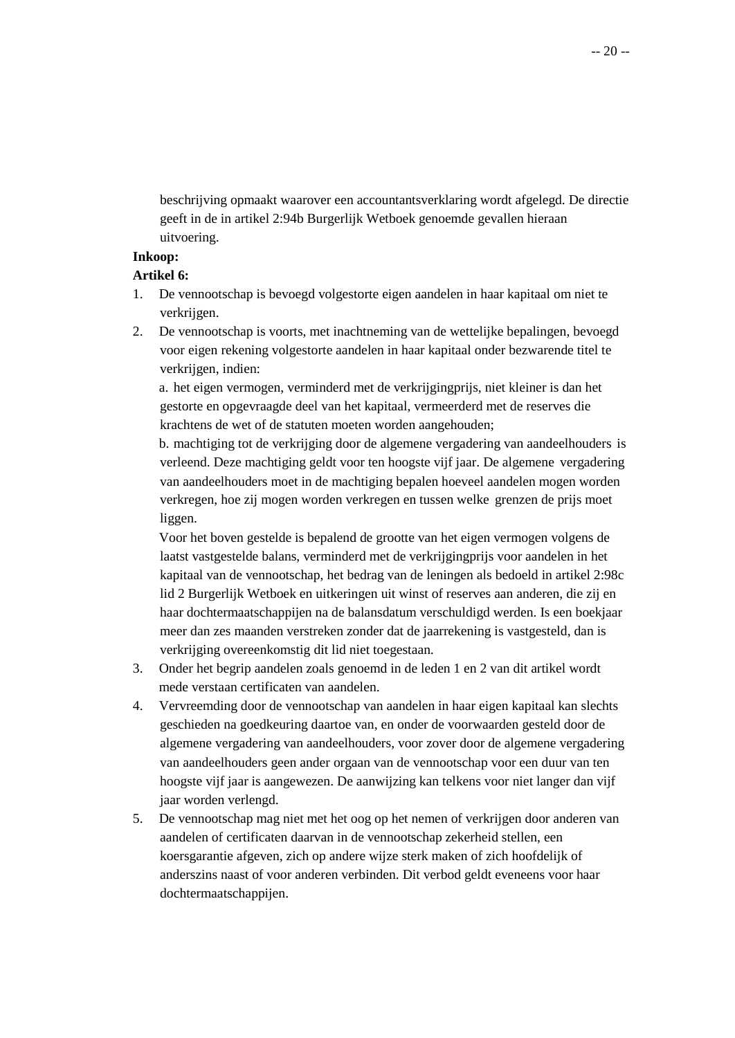beschrijving opmaakt waarover een accountantsverklaring wordt afgelegd. De directie geeft in de in artikel 2:94b Burgerlijk Wetboek genoemde gevallen hieraan uitvoering.

**Inkoop:**

**Artikel 6:**

1. De vennootschap is bevoegd volgestorte eigen aandelen in haar kapitaal om niet te verkrijgen.
2. De vennootschap is voorts, met inachtneming van de wettelijke bepalingen, bevoegd voor eigen rekening volgestorte aandelen in haar kapitaal onder bezwarende titel te verkrijgen, indien:

   a. het eigen vermogen, verminderd met de verkrijgingprijs, niet kleiner is dan het gestorte en opgevraagde deel van het kapitaal, vermeerderd met de reserves die krachtens de wet of de statuten moeten worden aangehouden;

   b. machtiging tot de verkrijging door de algemene vergadering van aandeelhouders is verleend. Deze machtiging geldt voor ten hoogste vijf jaar. De algemene vergadering van aandeelhouders moet in de machtiging bepalen hoeveel aandelen mogen worden verkregen, hoe zij mogen worden verkregen en tussen welke grenzen de prijs moet liggen.

   Voor het boven gestelde is bepalend de grootte van het eigen vermogen volgens de laatst vastgestelde balans, verminderd met de verkrijgingprijs voor aandelen in het kapitaal van de vennootschap, het bedrag van de leningen als bedoeld in artikel 2:98c lid 2 Burgerlijk Wetboek en uitkeringen uit winst of reserves aan anderen, die zij en haar dochtermaatschappijen na de balansdatum verschuldigd werden. Is een boekjaar meer dan zes maanden verstreken zonder dat de jaarrekening is vastgesteld, dan is verkrijging overeenkomstig dit lid niet toegestaan.
3. Onder het begrip aandelen zoals genoemd in de leden 1 en 2 van dit artikel wordt mede verstaan certificaten van aandelen.
4. Vervreemding door de vennootschap van aandelen in haar eigen kapitaal kan slechts geschieden na goedkeuring daartoe van, en onder de voorwaarden gesteld door de algemene vergadering van aandeelhouders, voor zover door de algemene vergadering van aandeelhouders geen ander orgaan van de vennootschap voor een duur van ten hoogste vijf jaar is aangewezen. De aanwijzing kan telkens voor niet langer dan vijf jaar worden verlengd.
5. De vennootschap mag niet met het oog op het nemen of verkrijgen door anderen van aandelen of certificaten daarvan in de vennootschap zekerheid stellen, een koersgarantie afgeven, zich op andere wijze sterk maken of zich hoofdelijk of anderszins naast of voor anderen verbinden. Dit verbod geldt eveneens voor haar dochtermaatschappijen.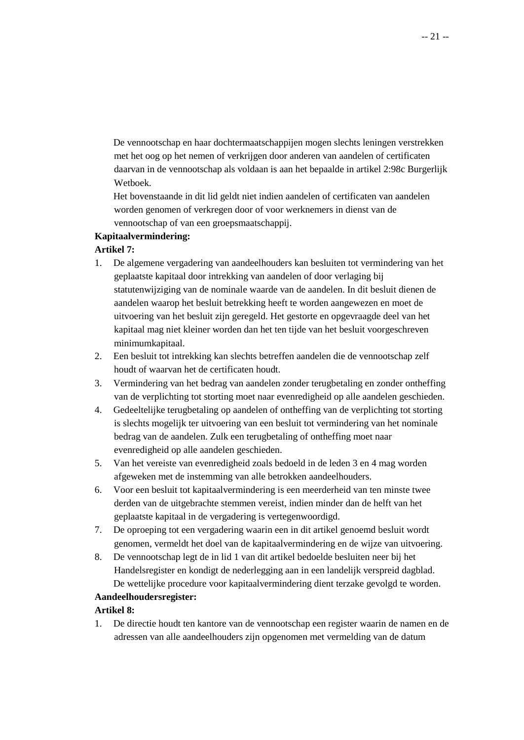De vennootschap en haar dochtermaatschappijen mogen slechts leningen verstrekken met het oog op het nemen of verkrijgen door anderen van aandelen of certificaten daarvan in de vennootschap als voldaan is aan het bepaalde in artikel 2:98c Burgerlijk Wetboek.

Het bovenstaande in dit lid geldt niet indien aandelen of certificaten van aandelen worden genomen of verkregen door of voor werknemers in dienst van de vennootschap of van een groepsmaatschappij.

**Kapitaalvermindering:**

**Artikel 7:**

1. De algemene vergadering van aandeelhouders kan besluiten tot vermindering van het geplaatste kapitaal door intrekking van aandelen of door verlaging bij statutenwijziging van de nominale waarde van de aandelen. In dit besluit dienen de aandelen waarop het besluit betrekking heeft te worden aangewezen en moet de uitvoering van het besluit zijn geregeld. Het gestorte en opgevraagde deel van het kapitaal mag niet kleiner worden dan het ten tijde van het besluit voorgeschreven minimumkapitaal.
2. Een besluit tot intrekking kan slechts betreffen aandelen die de vennootschap zelf houdt of waarvan het de certificaten houdt.
3. Vermindering van het bedrag van aandelen zonder terugbetaling en zonder ontheffing van de verplichting tot storting moet naar evenredigheid op alle aandelen geschieden.
4. Gedeeltelijke terugbetaling op aandelen of ontheffing van de verplichting tot storting is slechts mogelijk ter uitvoering van een besluit tot vermindering van het nominale bedrag van de aandelen. Zulk een terugbetaling of ontheffing moet naar evenredigheid op alle aandelen geschieden.
5. Van het vereiste van evenredigheid zoals bedoeld in de leden 3 en 4 mag worden afgeweken met de instemming van alle betrokken aandeelhouders.
6. Voor een besluit tot kapitaalvermindering is een meerderheid van ten minste twee derden van de uitgebrachte stemmen vereist, indien minder dan de helft van het geplaatste kapitaal in de vergadering is vertegenwoordigd.
7. De oproeping tot een vergadering waarin een in dit artikel genoemd besluit wordt genomen, vermeldt het doel van de kapitaalvermindering en de wijze van uitvoering.
8. De vennootschap legt de in lid 1 van dit artikel bedoelde besluiten neer bij het Handelsregister en kondigt de nederlegging aan in een landelijk verspreid dagblad. De wettelijke procedure voor kapitaalvermindering dient terzake gevolgd te worden.

**Aandeelhoudersregister:**

**Artikel 8:**

1. De directie houdt ten kantore van de vennootschap een register waarin de namen en de adressen van alle aandeelhouders zijn opgenomen met vermelding van de datum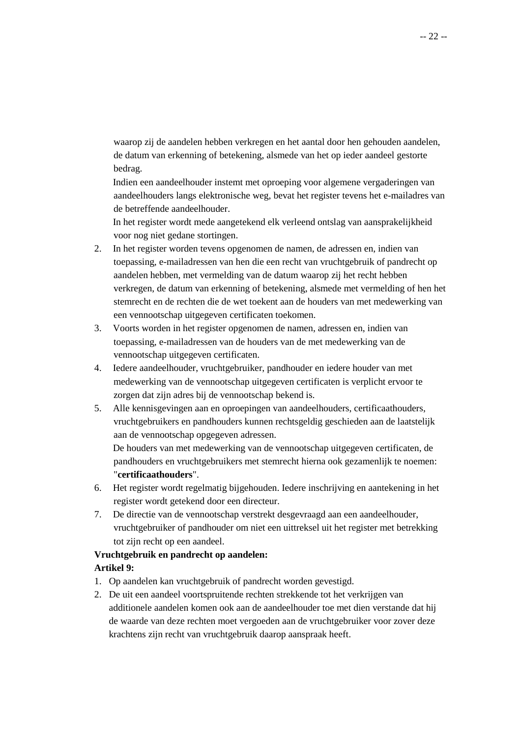waarop zij de aandelen hebben verkregen en het aantal door hen gehouden aandelen, de datum van erkenning of betekening, alsmede van het op ieder aandeel gestorte bedrag.

Indien een aandeelhouder instemt met oproeping voor algemene vergaderingen van aandeelhouders langs elektronische weg, bevat het register tevens het e-mailadres van de betreffende aandeelhouder.

In het register wordt mede aangetekend elk verleend ontslag van aansprakelijkheid voor nog niet gedane stortingen.

2. In het register worden tevens opgenomen de namen, de adressen en, indien van toepassing, e-mailadressen van hen die een recht van vruchtgebruik of pandrecht op aandelen hebben, met vermelding van de datum waarop zij het recht hebben verkregen, de datum van erkenning of betekening, alsmede met vermelding of hen het stemrecht en de rechten die de wet toekent aan de houders van met medewerking van een vennootschap uitgegeven certificaten toekomen.
3. Voorts worden in het register opgenomen de namen, adressen en, indien van toepassing, e-mailadressen van de houders van de met medewerking van de vennootschap uitgegeven certificaten.
4. Iedere aandeelhouder, vruchtgebruiker, pandhouder en iedere houder van met medewerking van de vennootschap uitgegeven certificaten is verplicht ervoor te zorgen dat zijn adres bij de vennootschap bekend is.
5. Alle kennisgevingen aan en oproepingen van aandeelhouders, certificaathouders, vruchtgebruikers en pandhouders kunnen rechtsgeldig geschieden aan de laatstelijk aan de vennootschap opgegeven adressen.
   De houders van met medewerking van de vennootschap uitgegeven certificaten, de pandhouders en vruchtgebruikers met stemrecht hierna ook gezamenlijk te noemen: "**certificaathouders**".
6. Het register wordt regelmatig bijgehouden. Iedere inschrijving en aantekening in het register wordt getekend door een directeur.
7. De directie van de vennootschap verstrekt desgevraagd aan een aandeelhouder, vruchtgebruiker of pandhouder om niet een uittreksel uit het register met betrekking tot zijn recht op een aandeel.

**Vruchtgebruik en pandrecht op aandelen:**

**Artikel 9:**

1. Op aandelen kan vruchtgebruik of pandrecht worden gevestigd.
2. De uit een aandeel voortspruitende rechten strekkende tot het verkrijgen van additionele aandelen komen ook aan de aandeelhouder toe met dien verstande dat hij de waarde van deze rechten moet vergoeden aan de vruchtgebruiker voor zover deze krachtens zijn recht van vruchtgebruik daarop aanspraak heeft.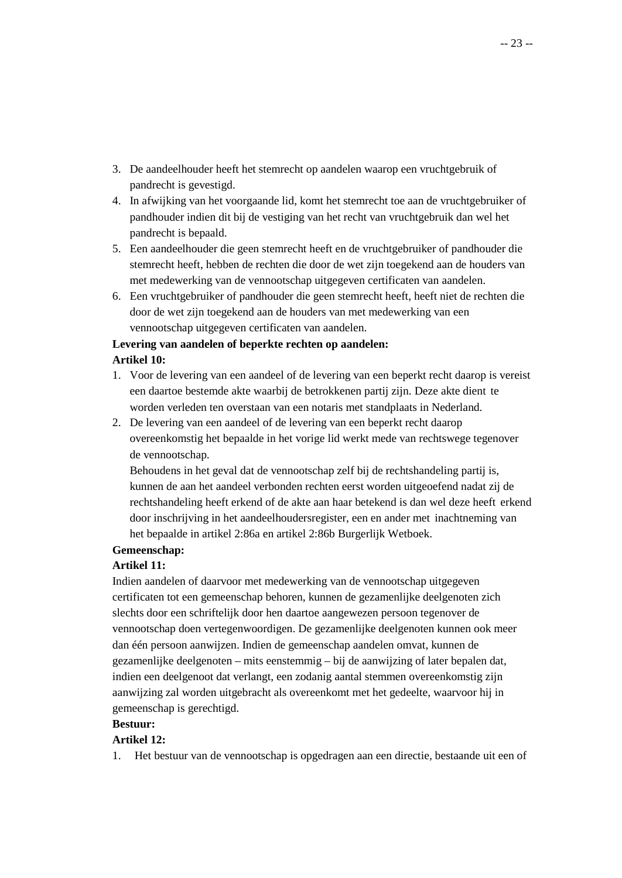3. De aandeelhouder heeft het stemrecht op aandelen waarop een vruchtgebruik of pandrecht is gevestigd.
4. In afwijking van het voorgaande lid, komt het stemrecht toe aan de vruchtgebruiker of pandhouder indien dit bij de vestiging van het recht van vruchtgebruik dan wel het pandrecht is bepaald.
5. Een aandeelhouder die geen stemrecht heeft en de vruchtgebruiker of pandhouder die stemrecht heeft, hebben de rechten die door de wet zijn toegekend aan de houders van met medewerking van de vennootschap uitgegeven certificaten van aandelen.
6. Een vruchtgebruiker of pandhouder die geen stemrecht heeft, heeft niet de rechten die door de wet zijn toegekend aan de houders van met medewerking van een vennootschap uitgegeven certificaten van aandelen.

**Levering van aandelen of beperkte rechten op aandelen:**

**Artikel 10:**

1. Voor de levering van een aandeel of de levering van een beperkt recht daarop is vereist een daartoe bestemde akte waarbij de betrokkenen partij zijn. Deze akte dient te worden verleden ten overstaan van een notaris met standplaats in Nederland.
2. De levering van een aandeel of de levering van een beperkt recht daarop overeenkomstig het bepaalde in het vorige lid werkt mede van rechtswege tegenover de vennootschap.
   Behoudens in het geval dat de vennootschap zelf bij de rechtshandeling partij is, kunnen de aan het aandeel verbonden rechten eerst worden uitgeoefend nadat zij de rechtshandeling heeft erkend of de akte aan haar betekend is dan wel deze heeft erkend door inschrijving in het aandeelhoudersregister, een en ander met inachtneming van het bepaalde in artikel 2:86a en artikel 2:86b Burgerlijk Wetboek.

**Gemeenschap:**

**Artikel 11:**

Indien aandelen of daarvoor met medewerking van de vennootschap uitgegeven certificaten tot een gemeenschap behoren, kunnen de gezamenlijke deelgenoten zich slechts door een schriftelijk door hen daartoe aangewezen persoon tegenover de vennootschap doen vertegenwoordigen. De gezamenlijke deelgenoten kunnen ook meer dan één persoon aanwijzen. Indien de gemeenschap aandelen omvat, kunnen de gezamenlijke deelgenoten – mits eenstemmig – bij de aanwijzing of later bepalen dat, indien een deelgenoot dat verlangt, een zodanig aantal stemmen overeenkomstig zijn aanwijzing zal worden uitgebracht als overeenkomt met het gedeelte, waarvoor hij in gemeenschap is gerechtigd.

**Bestuur:**

**Artikel 12:**

1. Het bestuur van de vennootschap is opgedragen aan een directie, bestaande uit een of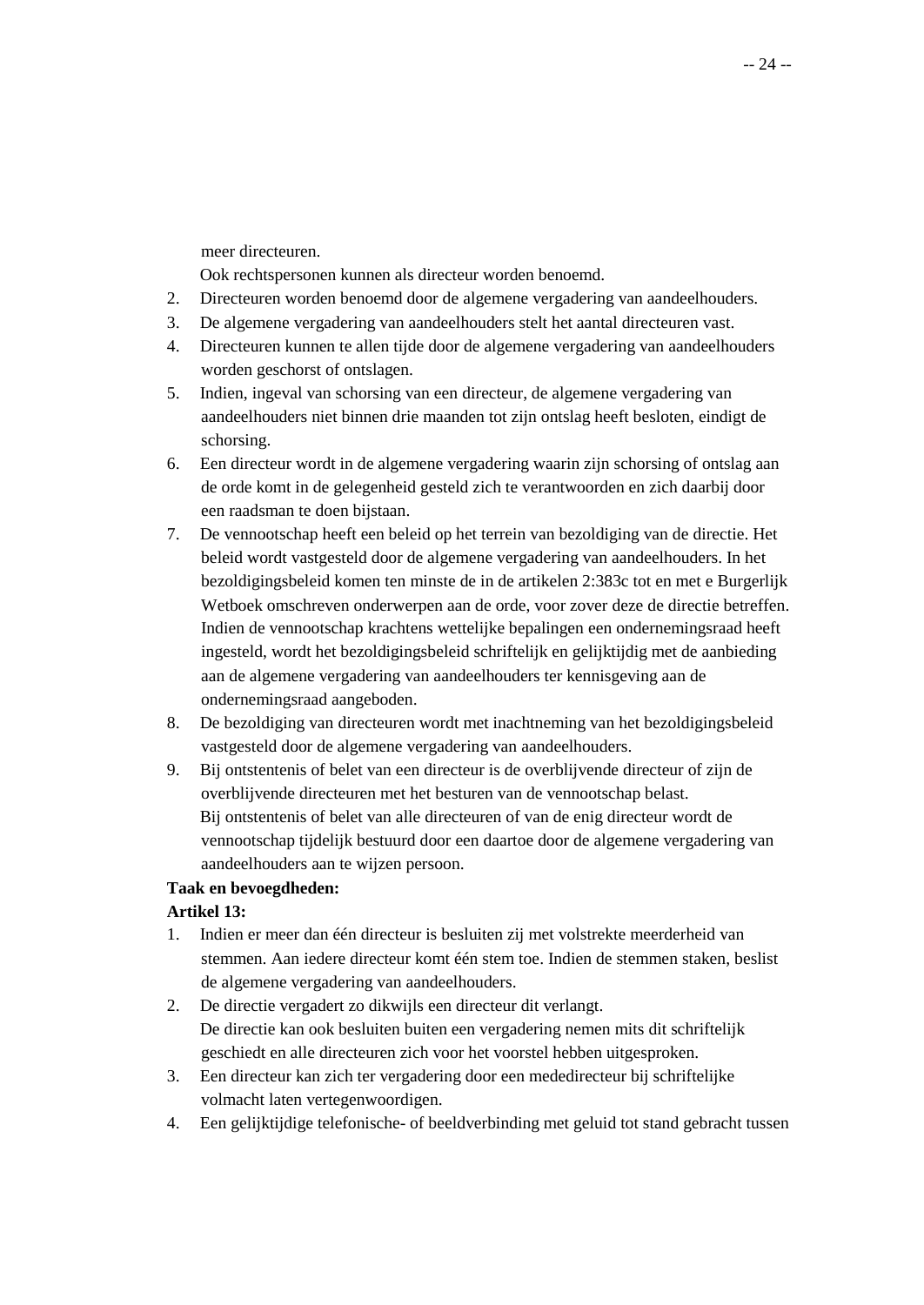meer directeuren.

Ook rechtspersonen kunnen als directeur worden benoemd.

2. Directeuren worden benoemd door de algemene vergadering van aandeelhouders.
3. De algemene vergadering van aandeelhouders stelt het aantal directeuren vast.
4. Directeuren kunnen te allen tijde door de algemene vergadering van aandeelhouders worden geschorst of ontslagen.
5. Indien, ingeval van schorsing van een directeur, de algemene vergadering van aandeelhouders niet binnen drie maanden tot zijn ontslag heeft besloten, eindigt de schorsing.
6. Een directeur wordt in de algemene vergadering waarin zijn schorsing of ontslag aan de orde komt in de gelegenheid gesteld zich te verantwoorden en zich daarbij door een raadsman te doen bijstaan.
7. De vennootschap heeft een beleid op het terrein van bezoldiging van de directie. Het beleid wordt vastgesteld door de algemene vergadering van aandeelhouders. In het bezoldigingsbeleid komen ten minste de in de artikelen 2:383c tot en met e Burgerlijk Wetboek omschreven onderwerpen aan de orde, voor zover deze de directie betreffen. Indien de vennootschap krachtens wettelijke bepalingen een ondernemingsraad heeft ingesteld, wordt het bezoldigingsbeleid schriftelijk en gelijktijdig met de aanbieding aan de algemene vergadering van aandeelhouders ter kennisgeving aan de ondernemingsraad aangeboden.
8. De bezoldiging van directeuren wordt met inachtneming van het bezoldigingsbeleid vastgesteld door de algemene vergadering van aandeelhouders.
9. Bij ontstentenis of belet van een directeur is de overblijvende directeur of zijn de overblijvende directeuren met het besturen van de vennootschap belast.
   Bij ontstentenis of belet van alle directeuren of van de enig directeur wordt de vennootschap tijdelijk bestuurd door een daartoe door de algemene vergadering van aandeelhouders aan te wijzen persoon.

**Taak en bevoegdheden:**

**Artikel 13:**

1. Indien er meer dan één directeur is besluiten zij met volstrekte meerderheid van stemmen. Aan iedere directeur komt één stem toe. Indien de stemmen staken, beslist de algemene vergadering van aandeelhouders.
2. De directie vergadert zo dikwijls een directeur dit verlangt.
   De directie kan ook besluiten buiten een vergadering nemen mits dit schriftelijk geschiedt en alle directeuren zich voor het voorstel hebben uitgesproken.
3. Een directeur kan zich ter vergadering door een mededirecteur bij schriftelijke volmacht laten vertegenwoordigen.
4. Een gelijktijdige telefonische- of beeldverbinding met geluid tot stand gebracht tussen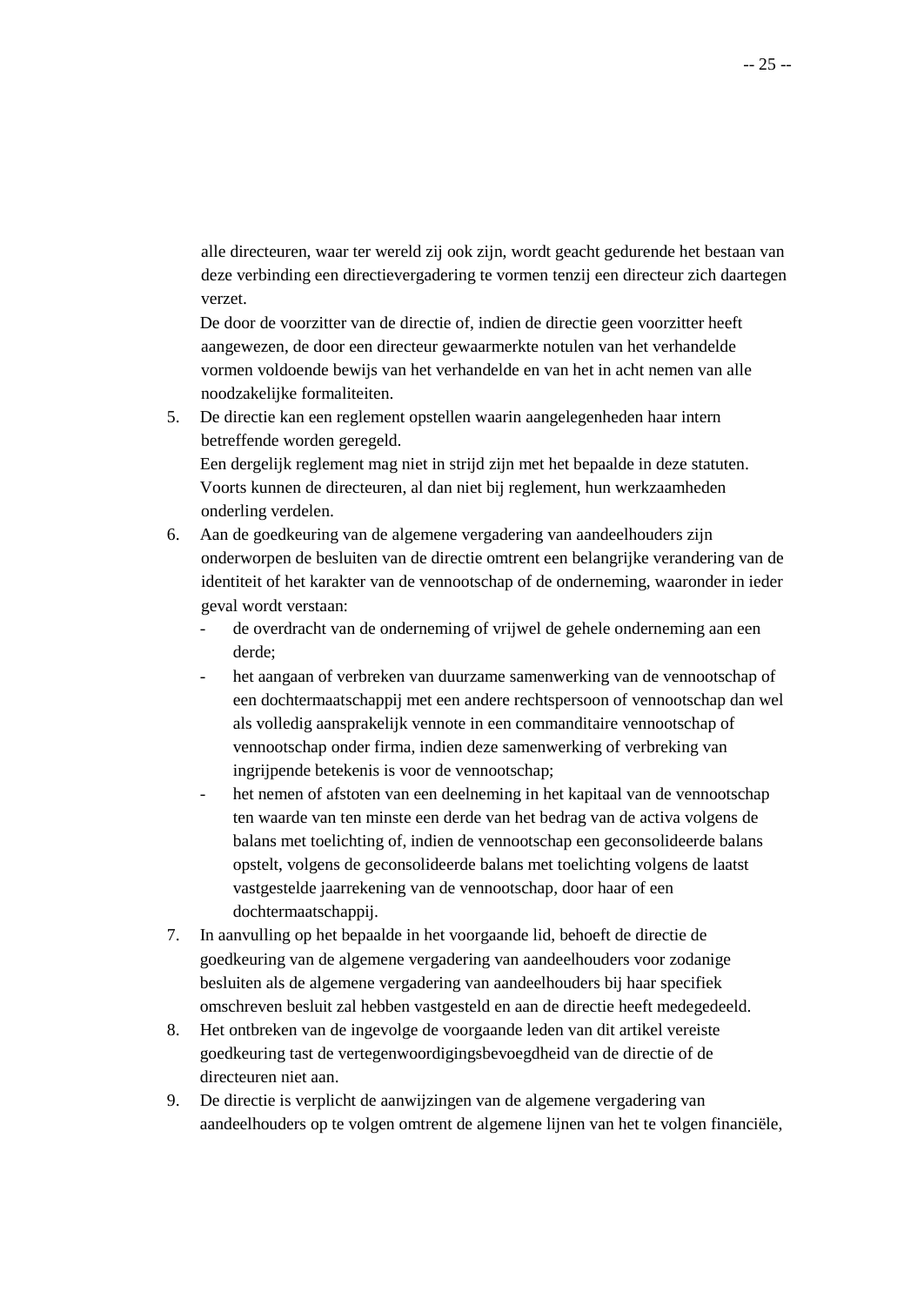alle directeuren, waar ter wereld zij ook zijn, wordt geacht gedurende het bestaan van deze verbinding een directievergadering te vormen tenzij een directeur zich daartegen verzet.

De door de voorzitter van de directie of, indien de directie geen voorzitter heeft aangewezen, de door een directeur gewaarmerkte notulen van het verhandelde vormen voldoende bewijs van het verhandelde en van het in acht nemen van alle noodzakelijke formaliteiten.

5. De directie kan een reglement opstellen waarin aangelegenheden haar intern betreffende worden geregeld.
   Een dergelijk reglement mag niet in strijd zijn met het bepaalde in deze statuten.
   Voorts kunnen de directeuren, al dan niet bij reglement, hun werkzaamheden onderling verdelen.
6. Aan de goedkeuring van de algemene vergadering van aandeelhouders zijn onderworpen de besluiten van de directie omtrent een belangrijke verandering van de identiteit of het karakter van de vennootschap of de onderneming, waaronder in ieder geval wordt verstaan:
   - de overdracht van de onderneming of vrijwel de gehele onderneming aan een derde;
   - het aangaan of verbreken van duurzame samenwerking van de vennootschap of een dochtermaatschappij met een andere rechtspersoon of vennootschap dan wel als volledig aansprakelijk vennote in een commanditaire vennootschap of vennootschap onder firma, indien deze samenwerking of verbreking van ingrijpende betekenis is voor de vennootschap;
   - het nemen of afstoten van een deelneming in het kapitaal van de vennootschap ten waarde van ten minste een derde van het bedrag van de activa volgens de balans met toelichting of, indien de vennootschap een geconsolideerde balans opstelt, volgens de geconsolideerde balans met toelichting volgens de laatst vastgestelde jaarrekening van de vennootschap, door haar of een dochtermaatschappij.
7. In aanvulling op het bepaalde in het voorgaande lid, behoeft de directie de goedkeuring van de algemene vergadering van aandeelhouders voor zodanige besluiten als de algemene vergadering van aandeelhouders bij haar specifiek omschreven besluit zal hebben vastgesteld en aan de directie heeft medegedeeld.
8. Het ontbreken van de ingevolge de voorgaande leden van dit artikel vereiste goedkeuring tast de vertegenwoordigingsbevoegdheid van de directie of de directeuren niet aan.
9. De directie is verplicht de aanwijzingen van de algemene vergadering van aandeelhouders op te volgen omtrent de algemene lijnen van het te volgen financiële,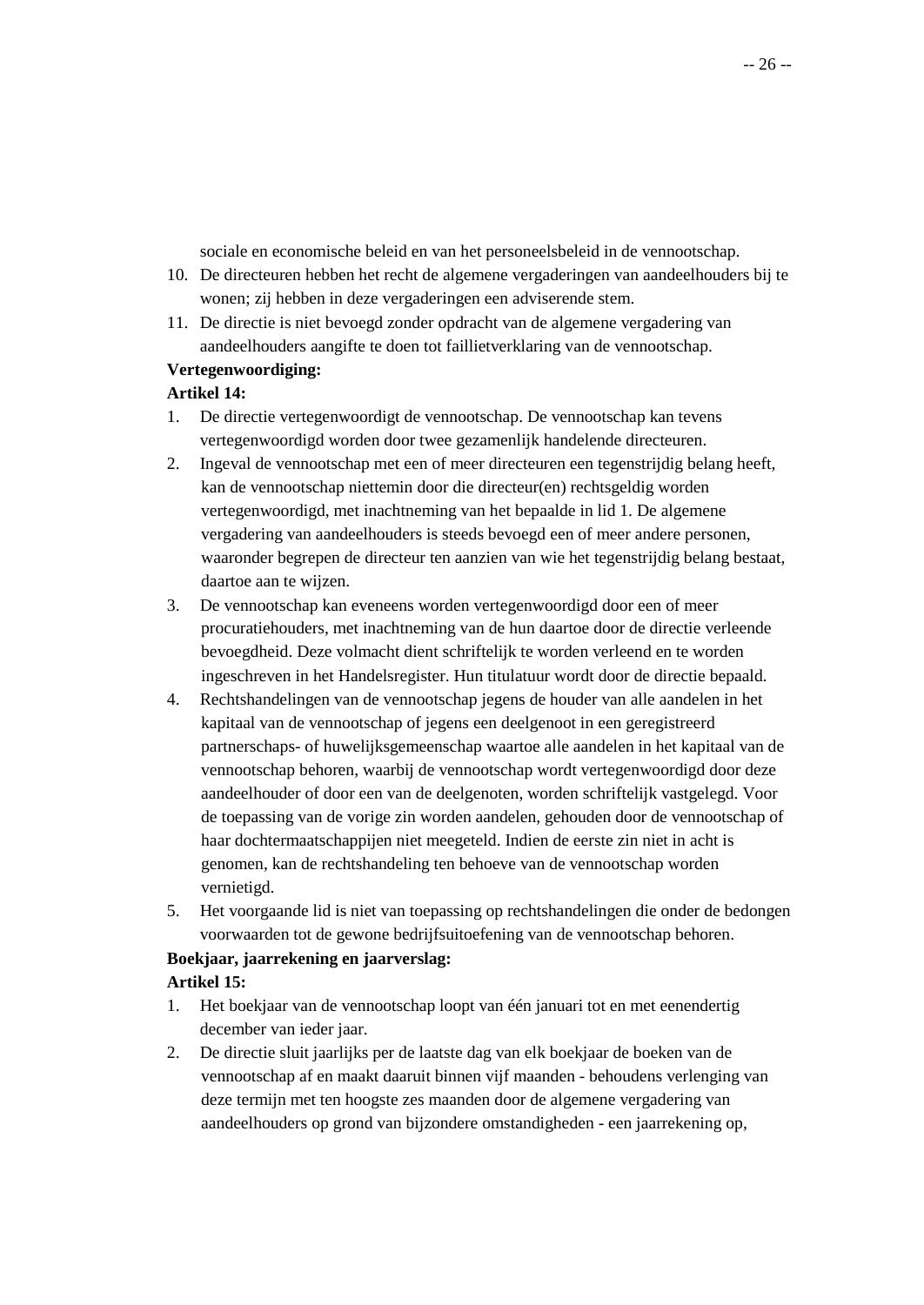sociale en economische beleid en van het personeelsbeleid in de vennootschap.

10. De directeuren hebben het recht de algemene vergaderingen van aandeelhouders bij te wonen; zij hebben in deze vergaderingen een adviserende stem.
11. De directie is niet bevoegd zonder opdracht van de algemene vergadering van aandeelhouders aangifte te doen tot faillietverklaring van de vennootschap.

**Vertegenwoordiging:**

**Artikel 14:**

1. De directie vertegenwoordigt de vennootschap. De vennootschap kan tevens vertegenwoordigd worden door twee gezamenlijk handelende directeuren.
2. Ingeval de vennootschap met een of meer directeuren een tegenstrijdig belang heeft, kan de vennootschap niettemin door die directeur(en) rechtsgeldig worden vertegenwoordigd, met inachtneming van het bepaalde in lid 1. De algemene vergadering van aandeelhouders is steeds bevoegd een of meer andere personen, waaronder begrepen de directeur ten aanzien van wie het tegenstrijdig belang bestaat, daartoe aan te wijzen.
3. De vennootschap kan eveneens worden vertegenwoordigd door een of meer procuratiehouders, met inachtneming van de hun daartoe door de directie verleende bevoegdheid. Deze volmacht dient schriftelijk te worden verleend en te worden ingeschreven in het Handelsregister. Hun titulatuur wordt door de directie bepaald.
4. Rechtshandelingen van de vennootschap jegens de houder van alle aandelen in het kapitaal van de vennootschap of jegens een deelgenoot in een geregistreerd partnerschaps- of huwelijksgemeenschap waartoe alle aandelen in het kapitaal van de vennootschap behoren, waarbij de vennootschap wordt vertegenwoordigd door deze aandeelhouder of door een van de deelgenoten, worden schriftelijk vastgelegd. Voor de toepassing van de vorige zin worden aandelen, gehouden door de vennootschap of haar dochtermaatschappijen niet meegeteld. Indien de eerste zin niet in acht is genomen, kan de rechtshandeling ten behoeve van de vennootschap worden vernietigd.
5. Het voorgaande lid is niet van toepassing op rechtshandelingen die onder de bedongen voorwaarden tot de gewone bedrijfsuitoefening van de vennootschap behoren.

**Boekjaar, jaarrekening en jaarverslag:**

**Artikel 15:**

1. Het boekjaar van de vennootschap loopt van één januari tot en met eenendertig december van ieder jaar.
2. De directie sluit jaarlijks per de laatste dag van elk boekjaar de boeken van de vennootschap af en maakt daaruit binnen vijf maanden - behoudens verlenging van deze termijn met ten hoogste zes maanden door de algemene vergadering van aandeelhouders op grond van bijzondere omstandigheden - een jaarrekening op,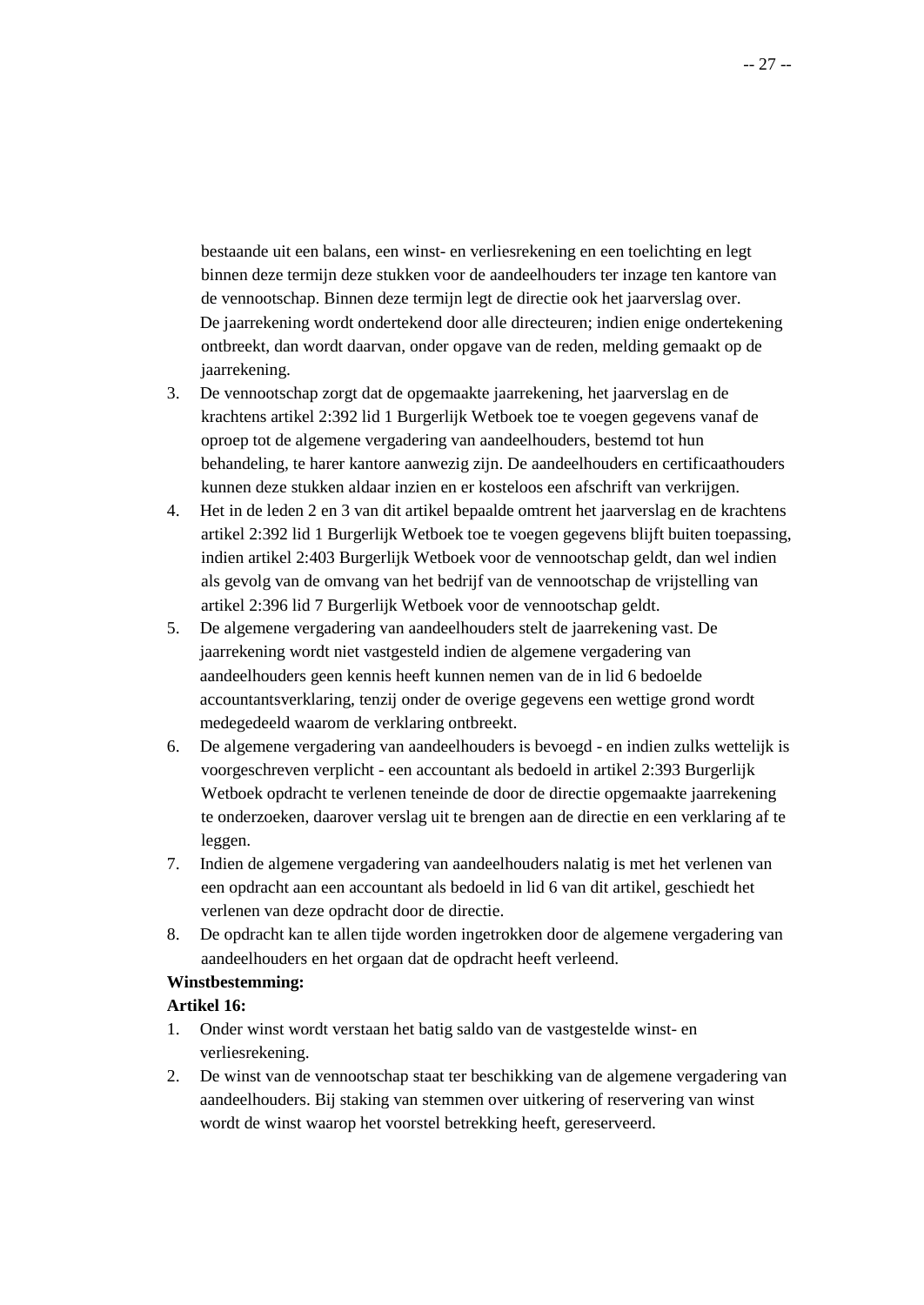bestaande uit een balans, een winst- en verliesrekening en een toelichting en legt binnen deze termijn deze stukken voor de aandeelhouders ter inzage ten kantore van de vennootschap. Binnen deze termijn legt de directie ook het jaarverslag over. De jaarrekening wordt ondertekend door alle directeuren; indien enige ondertekening ontbreekt, dan wordt daarvan, onder opgave van de reden, melding gemaakt op de jaarrekening.

3. De vennootschap zorgt dat de opgemaakte jaarrekening, het jaarverslag en de krachtens artikel 2:392 lid 1 Burgerlijk Wetboek toe te voegen gegevens vanaf de oproep tot de algemene vergadering van aandeelhouders, bestemd tot hun behandeling, te harer kantore aanwezig zijn. De aandeelhouders en certificaathouders kunnen deze stukken aldaar inzien en er kosteloos een afschrift van verkrijgen.
4. Het in de leden 2 en 3 van dit artikel bepaalde omtrent het jaarverslag en de krachtens artikel 2:392 lid 1 Burgerlijk Wetboek toe te voegen gegevens blijft buiten toepassing, indien artikel 2:403 Burgerlijk Wetboek voor de vennootschap geldt, dan wel indien als gevolg van de omvang van het bedrijf van de vennootschap de vrijstelling van artikel 2:396 lid 7 Burgerlijk Wetboek voor de vennootschap geldt.
5. De algemene vergadering van aandeelhouders stelt de jaarrekening vast. De jaarrekening wordt niet vastgesteld indien de algemene vergadering van aandeelhouders geen kennis heeft kunnen nemen van de in lid 6 bedoelde accountantsverklaring, tenzij onder de overige gegevens een wettige grond wordt medegedeeld waarom de verklaring ontbreekt.
6. De algemene vergadering van aandeelhouders is bevoegd - en indien zulks wettelijk is voorgeschreven verplicht - een accountant als bedoeld in artikel 2:393 Burgerlijk Wetboek opdracht te verlenen teneinde de door de directie opgemaakte jaarrekening te onderzoeken, daarover verslag uit te brengen aan de directie en een verklaring af te leggen.
7. Indien de algemene vergadering van aandeelhouders nalatig is met het verlenen van een opdracht aan een accountant als bedoeld in lid 6 van dit artikel, geschiedt het verlenen van deze opdracht door de directie.
8. De opdracht kan te allen tijde worden ingetrokken door de algemene vergadering van aandeelhouders en het orgaan dat de opdracht heeft verleend.

**Winstbestemming:**

**Artikel 16:**

1. Onder winst wordt verstaan het batig saldo van de vastgestelde winst- en verliesrekening.
2. De winst van de vennootschap staat ter beschikking van de algemene vergadering van aandeelhouders. Bij staking van stemmen over uitkering of reservering van winst wordt de winst waarop het voorstel betrekking heeft, gereserveerd.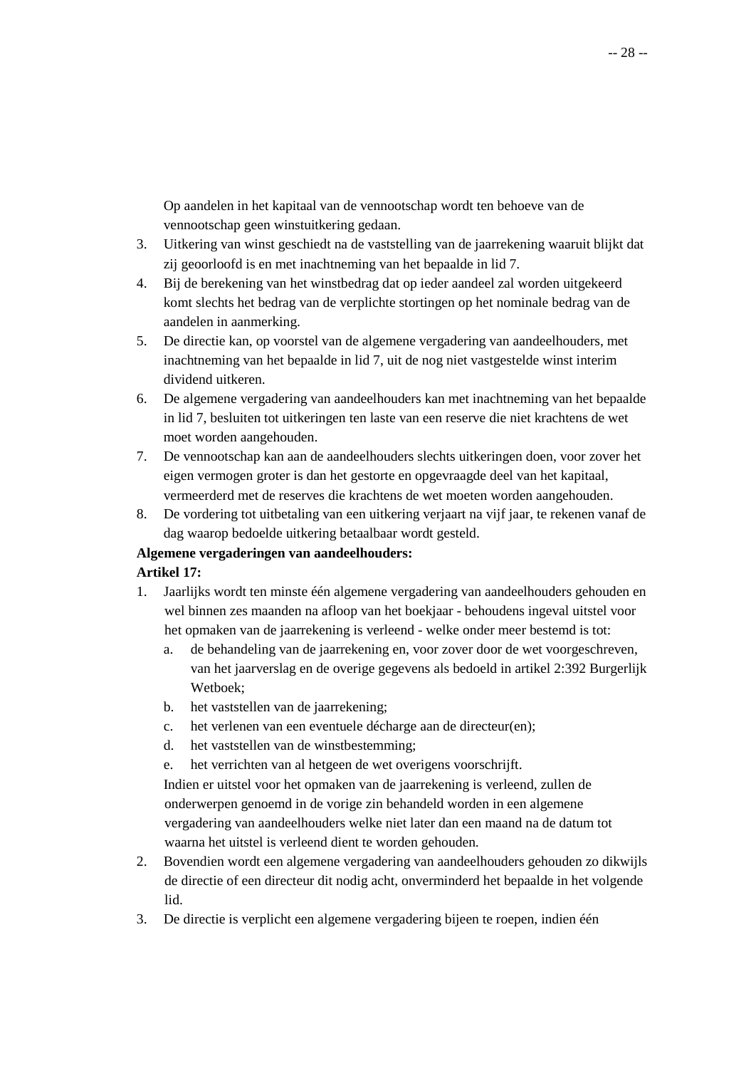Op aandelen in het kapitaal van de vennootschap wordt ten behoeve van de vennootschap geen winstuitkering gedaan.

3. Uitkering van winst geschiedt na de vaststelling van de jaarrekening waaruit blijkt dat zij geoorloofd is en met inachtneming van het bepaalde in lid 7.
4. Bij de berekening van het winstbedrag dat op ieder aandeel zal worden uitgekeerd komt slechts het bedrag van de verplichte stortingen op het nominale bedrag van de aandelen in aanmerking.
5. De directie kan, op voorstel van de algemene vergadering van aandeelhouders, met inachtneming van het bepaalde in lid 7, uit de nog niet vastgestelde winst interim dividend uitkeren.
6. De algemene vergadering van aandeelhouders kan met inachtneming van het bepaalde in lid 7, besluiten tot uitkeringen ten laste van een reserve die niet krachtens de wet moet worden aangehouden.
7. De vennootschap kan aan de aandeelhouders slechts uitkeringen doen, voor zover het eigen vermogen groter is dan het gestorte en opgevraagde deel van het kapitaal, vermeerderd met de reserves die krachtens de wet moeten worden aangehouden.
8. De vordering tot uitbetaling van een uitkering verjaart na vijf jaar, te rekenen vanaf de dag waarop bedoelde uitkering betaalbaar wordt gesteld.

**Algemene vergaderingen van aandeelhouders:**

**Artikel 17:**

1. Jaarlijks wordt ten minste één algemene vergadering van aandeelhouders gehouden en wel binnen zes maanden na afloop van het boekjaar - behoudens ingeval uitstel voor het opmaken van de jaarrekening is verleend - welke onder meer bestemd is tot:
   a. de behandeling van de jaarrekening en, voor zover door de wet voorgeschreven, van het jaarverslag en de overige gegevens als bedoeld in artikel 2:392 Burgerlijk Wetboek;
   b. het vaststellen van de jaarrekening;
   c. het verlenen van een eventuele décharge aan de directeur(en);
   d. het vaststellen van de winstbestemming;
   e. het verrichten van al hetgeen de wet overigens voorschrijft.

   Indien er uitstel voor het opmaken van de jaarrekening is verleend, zullen de onderwerpen genoemd in de vorige zin behandeld worden in een algemene vergadering van aandeelhouders welke niet later dan een maand na de datum tot waarna het uitstel is verleend dient te worden gehouden.
2. Bovendien wordt een algemene vergadering van aandeelhouders gehouden zo dikwijls de directie of een directeur dit nodig acht, onverminderd het bepaalde in het volgende lid.
3. De directie is verplicht een algemene vergadering bijeen te roepen, indien één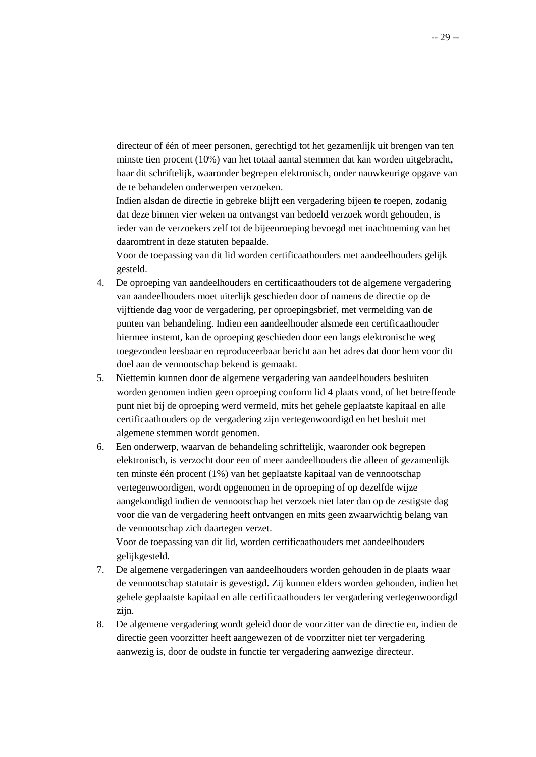directeur of één of meer personen, gerechtigd tot het gezamenlijk uit brengen van ten minste tien procent (10%) van het totaal aantal stemmen dat kan worden uitgebracht, haar dit schriftelijk, waaronder begrepen elektronisch, onder nauwkeurige opgave van de te behandelen onderwerpen verzoeken.

Indien alsdan de directie in gebreke blijft een vergadering bijeen te roepen, zodanig dat deze binnen vier weken na ontvangst van bedoeld verzoek wordt gehouden, is ieder van de verzoekers zelf tot de bijeenroeping bevoegd met inachtneming van het daaromtrent in deze statuten bepaalde.

Voor de toepassing van dit lid worden certificaathouders met aandeelhouders gelijk gesteld.

4. De oproeping van aandeelhouders en certificaathouders tot de algemene vergadering van aandeelhouders moet uiterlijk geschieden door of namens de directie op de vijftiende dag voor de vergadering, per oproepingsbrief, met vermelding van de punten van behandeling. Indien een aandeelhouder alsmede een certificaathouder hiermee instemt, kan de oproeping geschieden door een langs elektronische weg toegezonden leesbaar en reproduceerbaar bericht aan het adres dat door hem voor dit doel aan de vennootschap bekend is gemaakt.
5. Niettemin kunnen door de algemene vergadering van aandeelhouders besluiten worden genomen indien geen oproeping conform lid 4 plaats vond, of het betreffende punt niet bij de oproeping werd vermeld, mits het gehele geplaatste kapitaal en alle certificaathouders op de vergadering zijn vertegenwoordigd en het besluit met algemene stemmen wordt genomen.
6. Een onderwerp, waarvan de behandeling schriftelijk, waaronder ook begrepen elektronisch, is verzocht door een of meer aandeelhouders die alleen of gezamenlijk ten minste één procent (1%) van het geplaatste kapitaal van de vennootschap vertegenwoordigen, wordt opgenomen in de oproeping of op dezelfde wijze aangekondigd indien de vennootschap het verzoek niet later dan op de zestigste dag voor die van de vergadering heeft ontvangen en mits geen zwaarwichtig belang van de vennootschap zich daartegen verzet.

   Voor de toepassing van dit lid, worden certificaathouders met aandeelhouders gelijkgesteld.
7. De algemene vergaderingen van aandeelhouders worden gehouden in de plaats waar de vennootschap statutair is gevestigd. Zij kunnen elders worden gehouden, indien het gehele geplaatste kapitaal en alle certificaathouders ter vergadering vertegenwoordigd zijn.
8. De algemene vergadering wordt geleid door de voorzitter van de directie en, indien de directie geen voorzitter heeft aangewezen of de voorzitter niet ter vergadering aanwezig is, door de oudste in functie ter vergadering aanwezige directeur.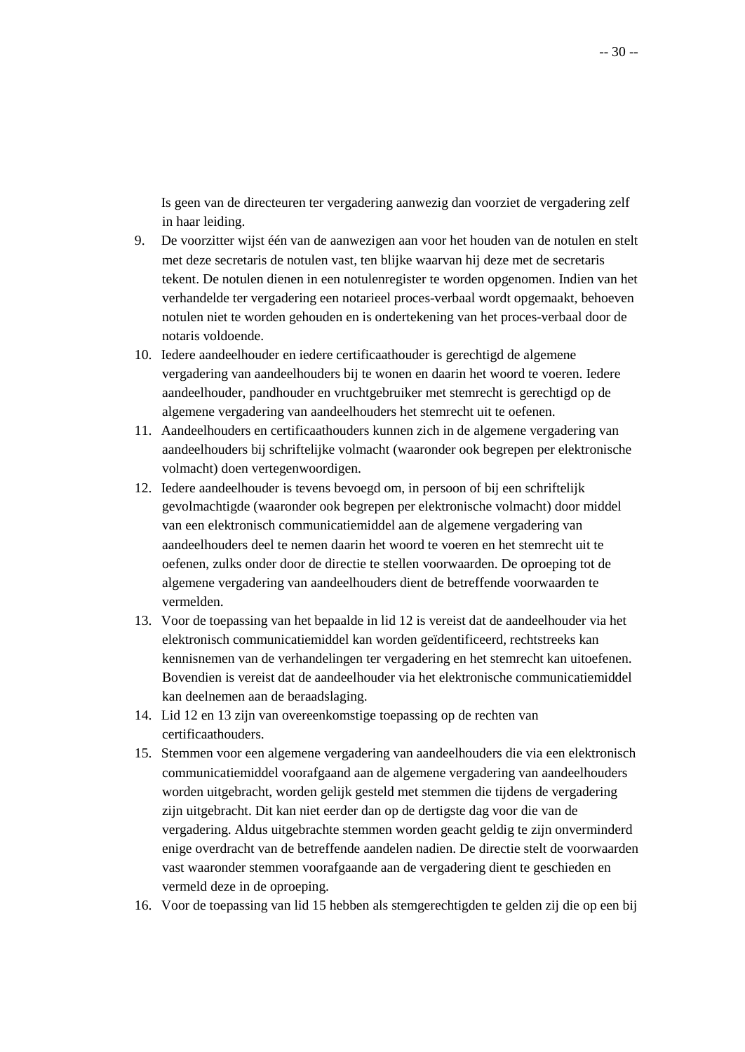Is geen van de directeuren ter vergadering aanwezig dan voorziet de vergadering zelf in haar leiding.

9. De voorzitter wijst één van de aanwezigen aan voor het houden van de notulen en stelt met deze secretaris de notulen vast, ten blijke waarvan hij deze met de secretaris tekent. De notulen dienen in een notulenregister te worden opgenomen. Indien van het verhandelde ter vergadering een notarieel proces-verbaal wordt opgemaakt, behoeven notulen niet te worden gehouden en is ondertekening van het proces-verbaal door de notaris voldoende.
10. Iedere aandeelhouder en iedere certificaathouder is gerechtigd de algemene vergadering van aandeelhouders bij te wonen en daarin het woord te voeren. Iedere aandeelhouder, pandhouder en vruchtgebruiker met stemrecht is gerechtigd op de algemene vergadering van aandeelhouders het stemrecht uit te oefenen.
11. Aandeelhouders en certificaathouders kunnen zich in de algemene vergadering van aandeelhouders bij schriftelijke volmacht (waaronder ook begrepen per elektronische volmacht) doen vertegenwoordigen.
12. Iedere aandeelhouder is tevens bevoegd om, in persoon of bij een schriftelijk gevolmachtigde (waaronder ook begrepen per elektronische volmacht) door middel van een elektronisch communicatiemiddel aan de algemene vergadering van aandeelhouders deel te nemen daarin het woord te voeren en het stemrecht uit te oefenen, zulks onder door de directie te stellen voorwaarden. De oproeping tot de algemene vergadering van aandeelhouders dient de betreffende voorwaarden te vermelden.
13. Voor de toepassing van het bepaalde in lid 12 is vereist dat de aandeelhouder via het elektronisch communicatiemiddel kan worden geïdentificeerd, rechtstreeks kan kennisnemen van de verhandelingen ter vergadering en het stemrecht kan uitoefenen. Bovendien is vereist dat de aandeelhouder via het elektronische communicatiemiddel kan deelnemen aan de beraadslaging.
14. Lid 12 en 13 zijn van overeenkomstige toepassing op de rechten van certificaathouders.
15. Stemmen voor een algemene vergadering van aandeelhouders die via een elektronisch communicatiemiddel voorafgaand aan de algemene vergadering van aandeelhouders worden uitgebracht, worden gelijk gesteld met stemmen die tijdens de vergadering zijn uitgebracht. Dit kan niet eerder dan op de dertigste dag voor die van de vergadering. Aldus uitgebrachte stemmen worden geacht geldig te zijn onverminderd enige overdracht van de betreffende aandelen nadien. De directie stelt de voorwaarden vast waaronder stemmen voorafgaande aan de vergadering dient te geschieden en vermeld deze in de oproeping.
16. Voor de toepassing van lid 15 hebben als stemgerechtigden te gelden zij die op een bij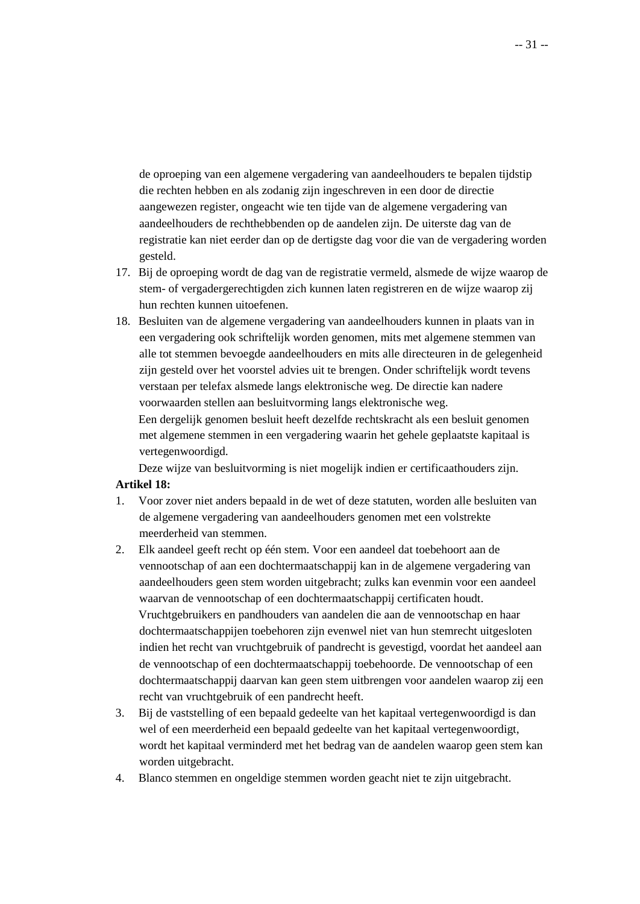de oproeping van een algemene vergadering van aandeelhouders te bepalen tijdstip die rechten hebben en als zodanig zijn ingeschreven in een door de directie aangewezen register, ongeacht wie ten tijde van de algemene vergadering van aandeelhouders de rechthebbenden op de aandelen zijn. De uiterste dag van de registratie kan niet eerder dan op de dertigste dag voor die van de vergadering worden gesteld.

17. Bij de oproeping wordt de dag van de registratie vermeld, alsmede de wijze waarop de stem- of vergadergerechtigden zich kunnen laten registreren en de wijze waarop zij hun rechten kunnen uitoefenen.
18. Besluiten van de algemene vergadering van aandeelhouders kunnen in plaats van in een vergadering ook schriftelijk worden genomen, mits met algemene stemmen van alle tot stemmen bevoegde aandeelhouders en mits alle directeuren in de gelegenheid zijn gesteld over het voorstel advies uit te brengen. Onder schriftelijk wordt tevens verstaan per telefax alsmede langs elektronische weg. De directie kan nadere voorwaarden stellen aan besluitvorming langs elektronische weg.
    Een dergelijk genomen besluit heeft dezelfde rechtskracht als een besluit genomen met algemene stemmen in een vergadering waarin het gehele geplaatste kapitaal is vertegenwoordigd.
    Deze wijze van besluitvorming is niet mogelijk indien er certificaathouders zijn.

**Artikel 18:**

1. Voor zover niet anders bepaald in de wet of deze statuten, worden alle besluiten van de algemene vergadering van aandeelhouders genomen met een volstrekte meerderheid van stemmen.
2. Elk aandeel geeft recht op één stem. Voor een aandeel dat toebehoort aan de vennootschap of aan een dochtermaatschappij kan in de algemene vergadering van aandeelhouders geen stem worden uitgebracht; zulks kan evenmin voor een aandeel waarvan de vennootschap of een dochtermaatschappij certificaten houdt.
   Vruchtgebruikers en pandhouders van aandelen die aan de vennootschap en haar dochtermaatschappijen toebehoren zijn evenwel niet van hun stemrecht uitgesloten indien het recht van vruchtgebruik of pandrecht is gevestigd, voordat het aandeel aan de vennootschap of een dochtermaatschappij toebehoorde. De vennootschap of een dochtermaatschappij daarvan kan geen stem uitbrengen voor aandelen waarop zij een recht van vruchtgebruik of een pandrecht heeft.
3. Bij de vaststelling of een bepaald gedeelte van het kapitaal vertegenwoordigd is dan wel of een meerderheid een bepaald gedeelte van het kapitaal vertegenwoordigt, wordt het kapitaal verminderd met het bedrag van de aandelen waarop geen stem kan worden uitgebracht.
4. Blanco stemmen en ongeldige stemmen worden geacht niet te zijn uitgebracht.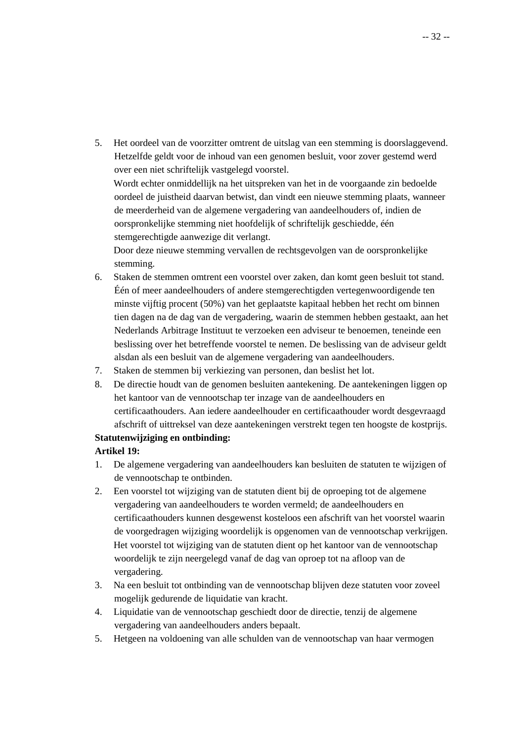5. Het oordeel van de voorzitter omtrent de uitslag van een stemming is doorslaggevend. Hetzelfde geldt voor de inhoud van een genomen besluit, voor zover gestemd werd over een niet schriftelijk vastgelegd voorstel.
   Wordt echter onmiddellijk na het uitspreken van het in de voorgaande zin bedoelde oordeel de juistheid daarvan betwist, dan vindt een nieuwe stemming plaats, wanneer de meerderheid van de algemene vergadering van aandeelhouders of, indien de oorspronkelijke stemming niet hoofdelijk of schriftelijk geschiedde, één stemgerechtigde aanwezige dit verlangt.
   Door deze nieuwe stemming vervallen de rechtsgevolgen van de oorspronkelijke stemming.
6. Staken de stemmen omtrent een voorstel over zaken, dan komt geen besluit tot stand. Één of meer aandeelhouders of andere stemgerechtigden vertegenwoordigende ten minste vijftig procent (50%) van het geplaatste kapitaal hebben het recht om binnen tien dagen na de dag van de vergadering, waarin de stemmen hebben gestaakt, aan het Nederlands Arbitrage Instituut te verzoeken een adviseur te benoemen, teneinde een beslissing over het betreffende voorstel te nemen. De beslissing van de adviseur geldt alsdan als een besluit van de algemene vergadering van aandeelhouders.
7. Staken de stemmen bij verkiezing van personen, dan beslist het lot.
8. De directie houdt van de genomen besluiten aantekening. De aantekeningen liggen op het kantoor van de vennootschap ter inzage van de aandeelhouders en certificaathouders. Aan iedere aandeelhouder en certificaathouder wordt desgevraagd afschrift of uittreksel van deze aantekeningen verstrekt tegen ten hoogste de kostprijs.

**Statutenwijziging en ontbinding:**

**Artikel 19:**

1. De algemene vergadering van aandeelhouders kan besluiten de statuten te wijzigen of de vennootschap te ontbinden.
2. Een voorstel tot wijziging van de statuten dient bij de oproeping tot de algemene vergadering van aandeelhouders te worden vermeld; de aandeelhouders en certificaathouders kunnen desgewenst kosteloos een afschrift van het voorstel waarin de voorgedragen wijziging woordelijk is opgenomen van de vennootschap verkrijgen.
   Het voorstel tot wijziging van de statuten dient op het kantoor van de vennootschap woordelijk te zijn neergelegd vanaf de dag van oproep tot na afloop van de vergadering.
3. Na een besluit tot ontbinding van de vennootschap blijven deze statuten voor zoveel mogelijk gedurende de liquidatie van kracht.
4. Liquidatie van de vennootschap geschiedt door de directie, tenzij de algemene vergadering van aandeelhouders anders bepaalt.
5. Hetgeen na voldoening van alle schulden van de vennootschap van haar vermogen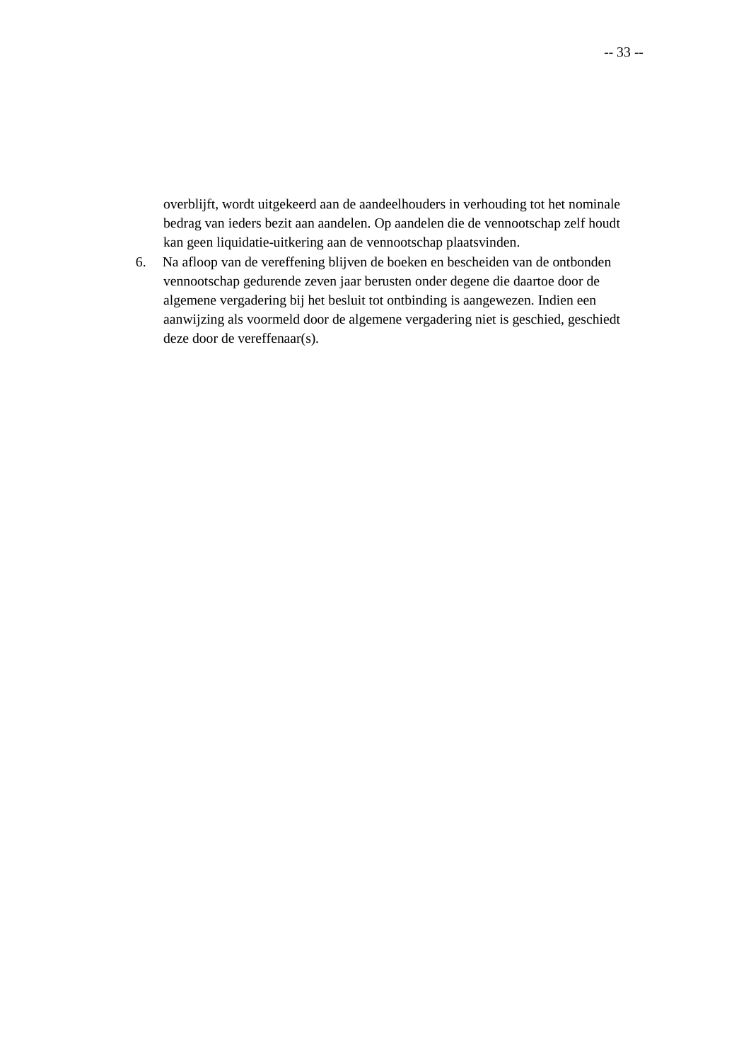overblijft, wordt uitgekeerd aan de aandeelhouders in verhouding tot het nominale bedrag van ieders bezit aan aandelen. Op aandelen die de vennootschap zelf houdt kan geen liquidatie-uitkering aan de vennootschap plaatsvinden.

6. Na afloop van de vereffening blijven de boeken en bescheiden van de ontbonden vennootschap gedurende zeven jaar berusten onder degene die daartoe door de algemene vergadering bij het besluit tot ontbinding is aangewezen. Indien een aanwijzing als voormeld door de algemene vergadering niet is geschied, geschiedt deze door de vereffenaar(s).